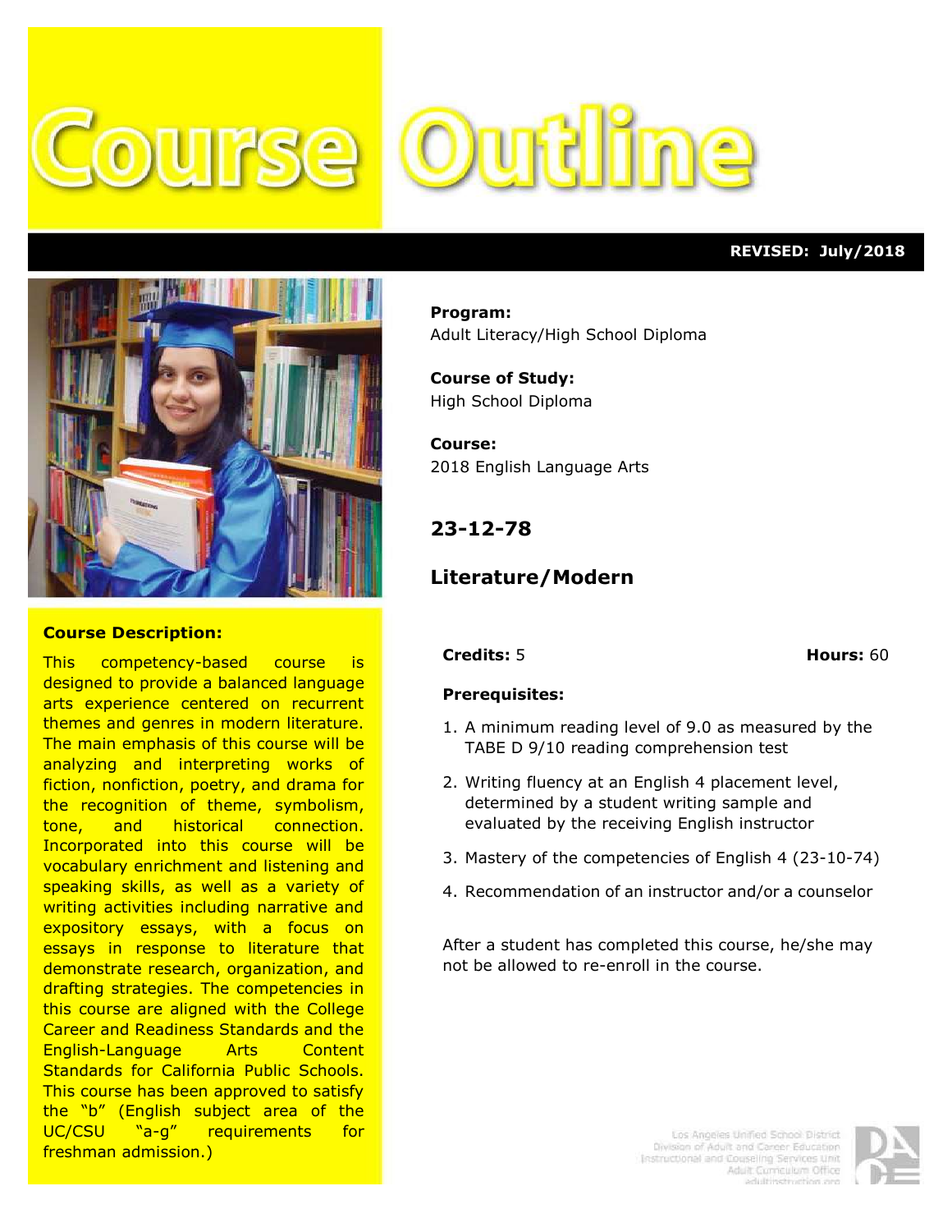# Course Outline

**REVISED: July/2018**

**Program:**
Adult Literacy/High School Diploma

**Course of Study:**
High School Diploma

**Course:**
2018 English Language Arts

## 23-12-78

## Literature/Modern

**Course Description:**

This competency-based course is designed to provide a balanced language arts experience centered on recurrent themes and genres in modern literature. The main emphasis of this course will be analyzing and interpreting works of fiction, nonfiction, poetry, and drama for the recognition of theme, symbolism, tone, and historical connection. Incorporated into this course will be vocabulary enrichment and listening and speaking skills, as well as a variety of writing activities including narrative and expository essays, with a focus on essays in response to literature that demonstrate research, organization, and drafting strategies. The competencies in this course are aligned with the College Career and Readiness Standards and the English-Language Arts Content Standards for California Public Schools. This course has been approved to satisfy the "b" (English subject area of the UC/CSU "a-g" requirements for freshman admission.)

**Credits:** 5 **Hours:** 60

**Prerequisites:**

1. A minimum reading level of 9.0 as measured by the TABE D 9/10 reading comprehension test
2. Writing fluency at an English 4 placement level, determined by a student writing sample and evaluated by the receiving English instructor
3. Mastery of the competencies of English 4 (23-10-74)
4. Recommendation of an instructor and/or a counselor

After a student has completed this course, he/she may not be allowed to re-enroll in the course.

Los Angeles Unified School District
Division of Adult and Career Education
Instructional and Counseling Services Unit
Adult Curriculum Office
adultinstruction.org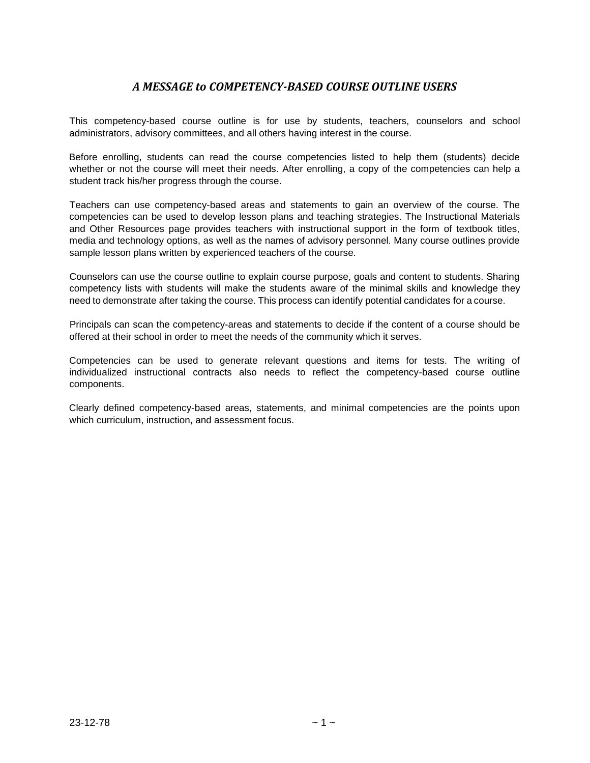## *A MESSAGE to COMPETENCY-BASED COURSE OUTLINE USERS*

This competency-based course outline is for use by students, teachers, counselors and school administrators, advisory committees, and all others having interest in the course.

Before enrolling, students can read the course competencies listed to help them (students) decide whether or not the course will meet their needs. After enrolling, a copy of the competencies can help a student track his/her progress through the course.

Teachers can use competency-based areas and statements to gain an overview of the course. The competencies can be used to develop lesson plans and teaching strategies. The Instructional Materials and Other Resources page provides teachers with instructional support in the form of textbook titles, media and technology options, as well as the names of advisory personnel. Many course outlines provide sample lesson plans written by experienced teachers of the course.

Counselors can use the course outline to explain course purpose, goals and content to students. Sharing competency lists with students will make the students aware of the minimal skills and knowledge they need to demonstrate after taking the course. This process can identify potential candidates for a course.

Principals can scan the competency-areas and statements to decide if the content of a course should be offered at their school in order to meet the needs of the community which it serves.

Competencies can be used to generate relevant questions and items for tests. The writing of individualized instructional contracts also needs to reflect the competency-based course outline components.

Clearly defined competency-based areas, statements, and minimal competencies are the points upon which curriculum, instruction, and assessment focus.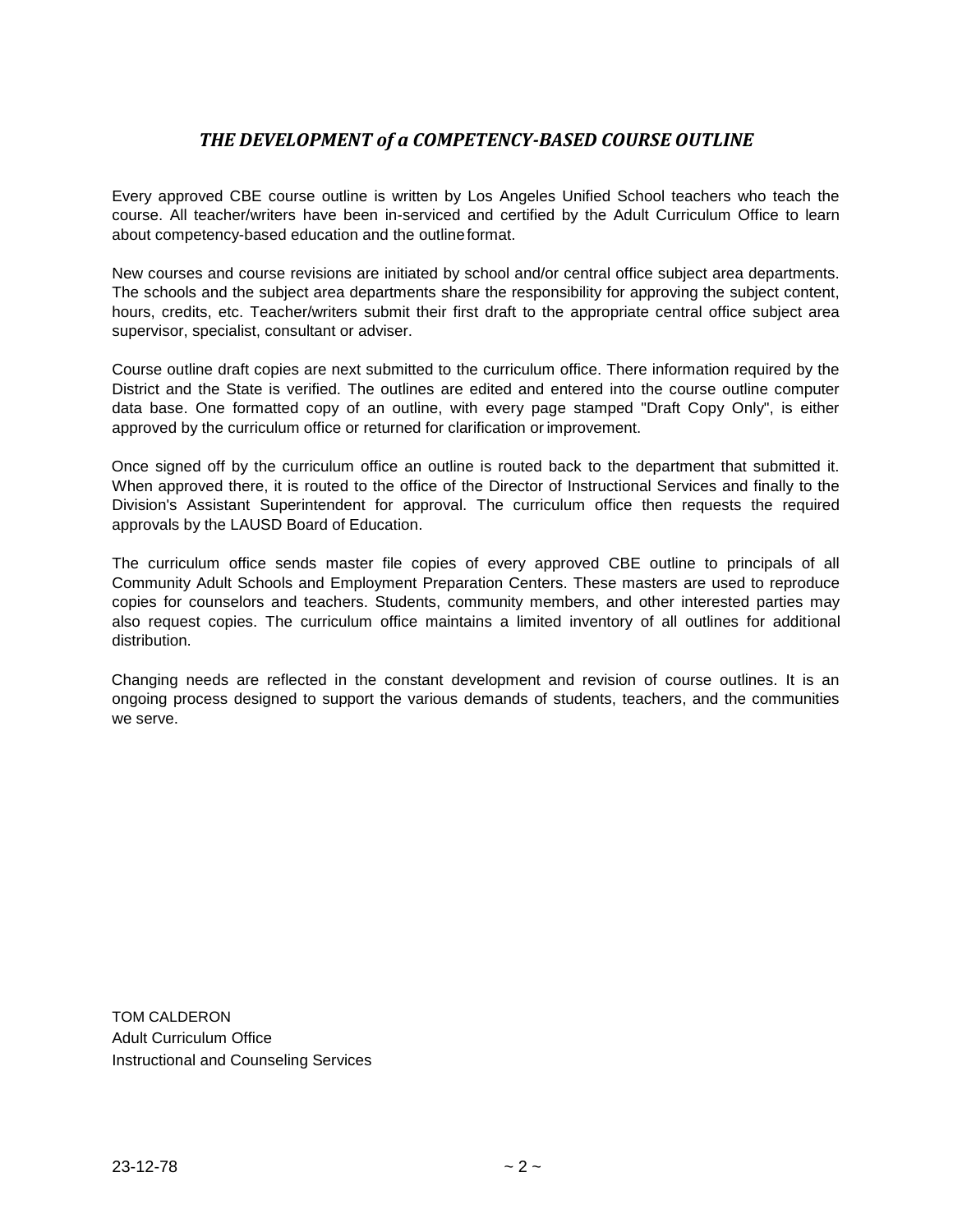## *THE DEVELOPMENT of a COMPETENCY-BASED COURSE OUTLINE*

Every approved CBE course outline is written by Los Angeles Unified School teachers who teach the course. All teacher/writers have been in-serviced and certified by the Adult Curriculum Office to learn about competency-based education and the outline format.

New courses and course revisions are initiated by school and/or central office subject area departments. The schools and the subject area departments share the responsibility for approving the subject content, hours, credits, etc. Teacher/writers submit their first draft to the appropriate central office subject area supervisor, specialist, consultant or adviser.

Course outline draft copies are next submitted to the curriculum office. There information required by the District and the State is verified. The outlines are edited and entered into the course outline computer data base. One formatted copy of an outline, with every page stamped "Draft Copy Only", is either approved by the curriculum office or returned for clarification or improvement.

Once signed off by the curriculum office an outline is routed back to the department that submitted it. When approved there, it is routed to the office of the Director of Instructional Services and finally to the Division's Assistant Superintendent for approval. The curriculum office then requests the required approvals by the LAUSD Board of Education.

The curriculum office sends master file copies of every approved CBE outline to principals of all Community Adult Schools and Employment Preparation Centers. These masters are used to reproduce copies for counselors and teachers. Students, community members, and other interested parties may also request copies. The curriculum office maintains a limited inventory of all outlines for additional distribution.

Changing needs are reflected in the constant development and revision of course outlines. It is an ongoing process designed to support the various demands of students, teachers, and the communities we serve.

TOM CALDERON
Adult Curriculum Office
Instructional and Counseling Services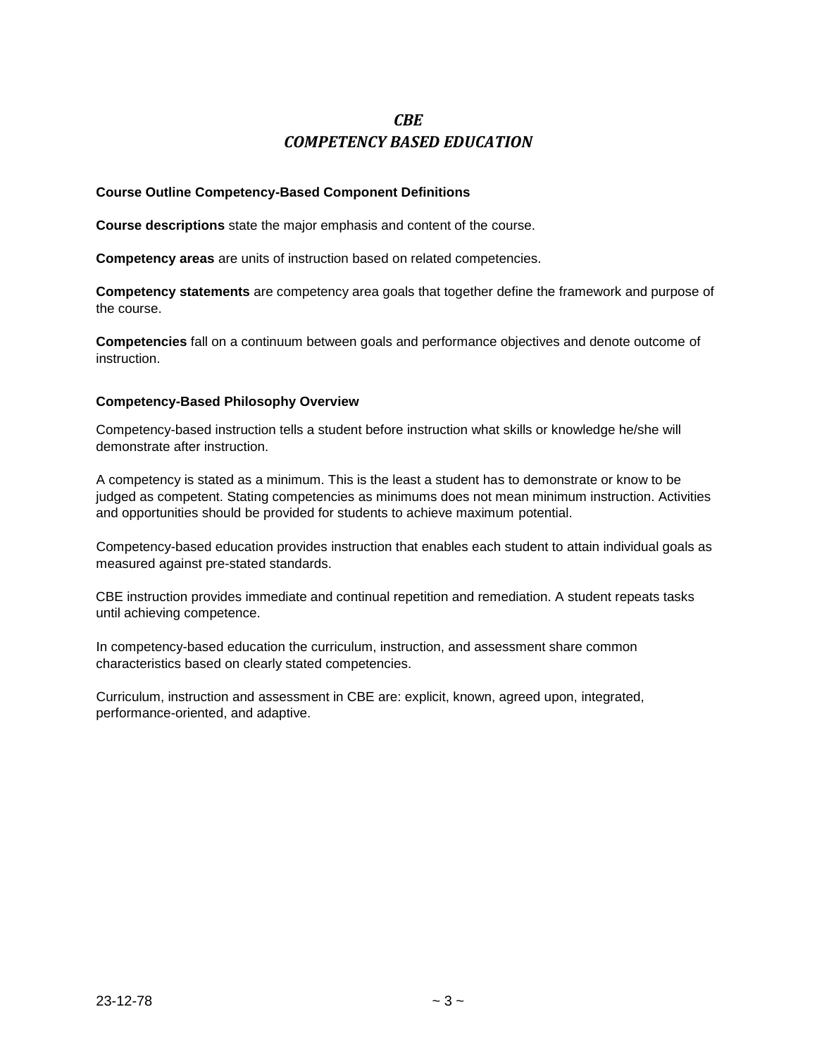# *CBE*
# *COMPETENCY BASED EDUCATION*

**Course Outline Competency-Based Component Definitions**

**Course descriptions** state the major emphasis and content of the course.

**Competency areas** are units of instruction based on related competencies.

**Competency statements** are competency area goals that together define the framework and purpose of the course.

**Competencies** fall on a continuum between goals and performance objectives and denote outcome of instruction.

**Competency-Based Philosophy Overview**

Competency-based instruction tells a student before instruction what skills or knowledge he/she will demonstrate after instruction.

A competency is stated as a minimum. This is the least a student has to demonstrate or know to be judged as competent. Stating competencies as minimums does not mean minimum instruction. Activities and opportunities should be provided for students to achieve maximum potential.

Competency-based education provides instruction that enables each student to attain individual goals as measured against pre-stated standards.

CBE instruction provides immediate and continual repetition and remediation. A student repeats tasks until achieving competence.

In competency-based education the curriculum, instruction, and assessment share common characteristics based on clearly stated competencies.

Curriculum, instruction and assessment in CBE are: explicit, known, agreed upon, integrated, performance-oriented, and adaptive.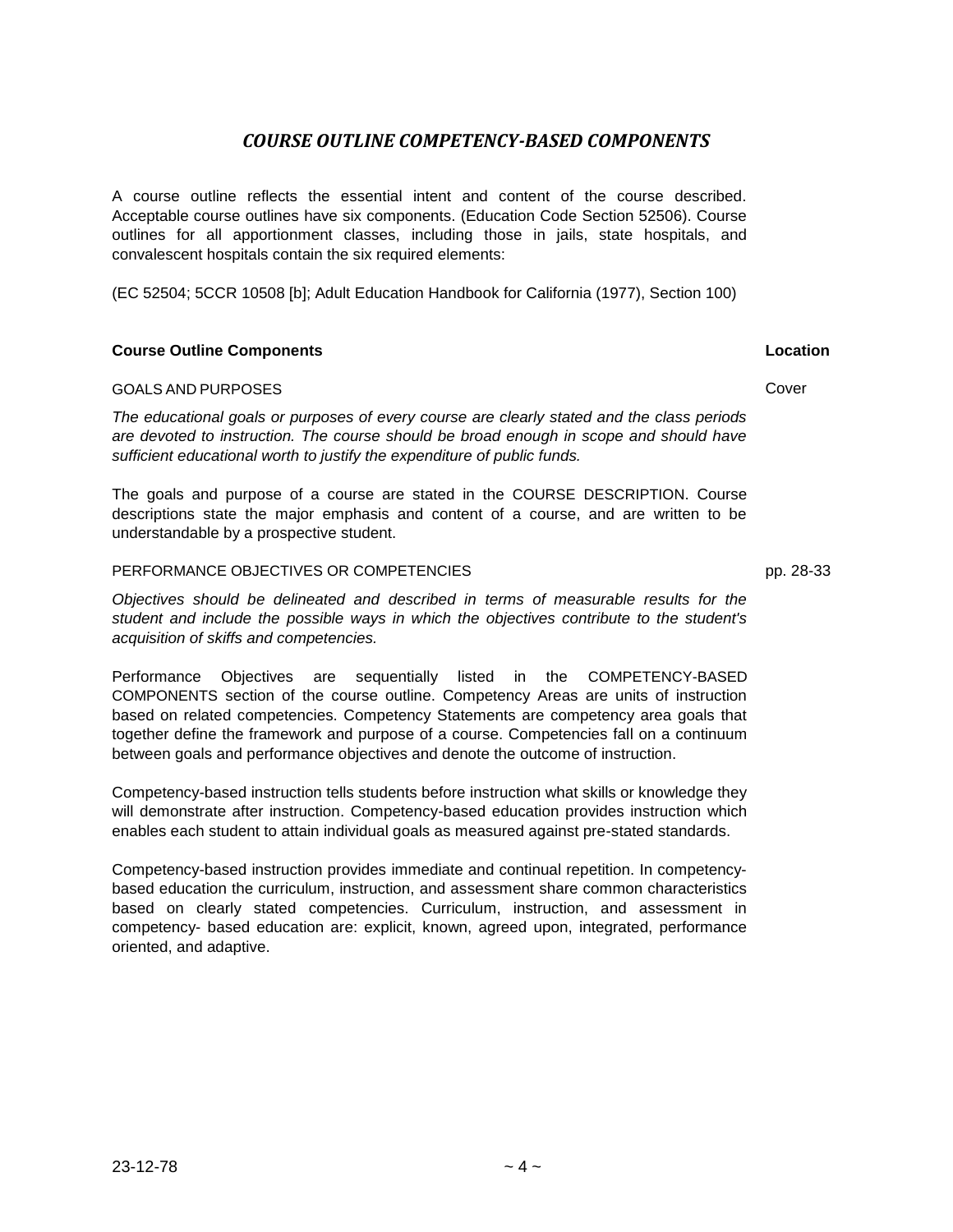# *COURSE OUTLINE COMPETENCY-BASED COMPONENTS*

A course outline reflects the essential intent and content of the course described. Acceptable course outlines have six components. (Education Code Section 52506). Course outlines for all apportionment classes, including those in jails, state hospitals, and convalescent hospitals contain the six required elements:

(EC 52504; 5CCR 10508 [b]; Adult Education Handbook for California (1977), Section 100)

| **Course Outline Components** | **Location** |
|---|---|
| GOALS AND PURPOSES | Cover |

*The educational goals or purposes of every course are clearly stated and the class periods are devoted to instruction. The course should be broad enough in scope and should have sufficient educational worth to justify the expenditure of public funds.*

The goals and purpose of a course are stated in the COURSE DESCRIPTION. Course descriptions state the major emphasis and content of a course, and are written to be understandable by a prospective student.

| | |
|---|---|
| PERFORMANCE OBJECTIVES OR COMPETENCIES | pp. 28-33 |

*Objectives should be delineated and described in terms of measurable results for the student and include the possible ways in which the objectives contribute to the student's acquisition of skiffs and competencies.*

Performance Objectives are sequentially listed in the COMPETENCY-BASED COMPONENTS section of the course outline. Competency Areas are units of instruction based on related competencies. Competency Statements are competency area goals that together define the framework and purpose of a course. Competencies fall on a continuum between goals and performance objectives and denote the outcome of instruction.

Competency-based instruction tells students before instruction what skills or knowledge they will demonstrate after instruction. Competency-based education provides instruction which enables each student to attain individual goals as measured against pre-stated standards.

Competency-based instruction provides immediate and continual repetition. In competency-based education the curriculum, instruction, and assessment share common characteristics based on clearly stated competencies. Curriculum, instruction, and assessment in competency- based education are: explicit, known, agreed upon, integrated, performance oriented, and adaptive.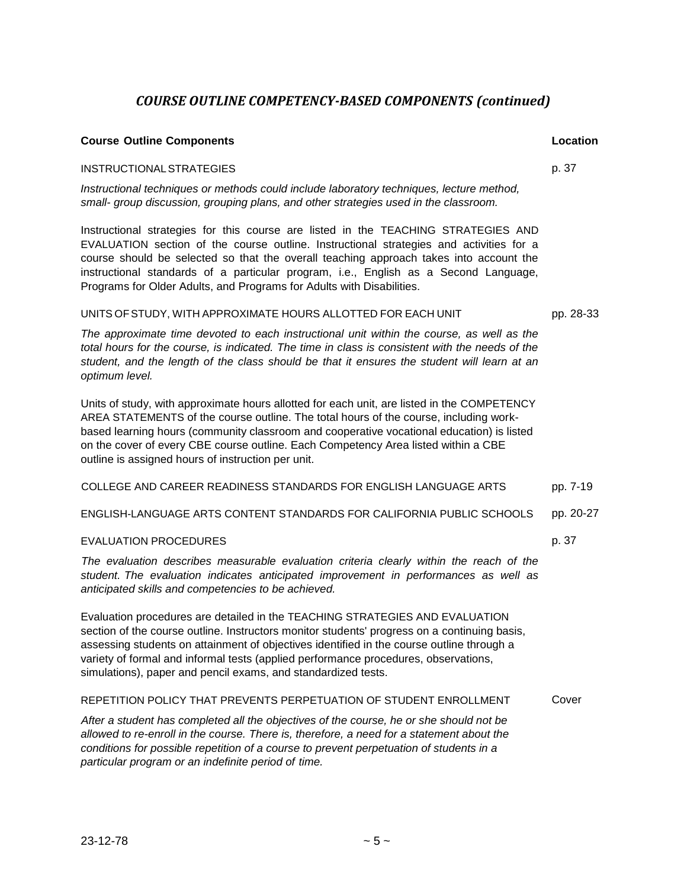## *COURSE OUTLINE COMPETENCY-BASED COMPONENTS (continued)*

| **Course Outline Components** | **Location** |
|---|---|
| INSTRUCTIONAL STRATEGIES | p. 37 |

*Instructional techniques or methods could include laboratory techniques, lecture method, small- group discussion, grouping plans, and other strategies used in the classroom.*

Instructional strategies for this course are listed in the TEACHING STRATEGIES AND EVALUATION section of the course outline. Instructional strategies and activities for a course should be selected so that the overall teaching approach takes into account the instructional standards of a particular program, i.e., English as a Second Language, Programs for Older Adults, and Programs for Adults with Disabilities.

| | |
|---|---|
| UNITS OF STUDY, WITH APPROXIMATE HOURS ALLOTTED FOR EACH UNIT | pp. 28-33 |

*The approximate time devoted to each instructional unit within the course, as well as the total hours for the course, is indicated. The time in class is consistent with the needs of the student, and the length of the class should be that it ensures the student will learn at an optimum level.*

Units of study, with approximate hours allotted for each unit, are listed in the COMPETENCY AREA STATEMENTS of the course outline. The total hours of the course, including work-based learning hours (community classroom and cooperative vocational education) is listed on the cover of every CBE course outline. Each Competency Area listed within a CBE outline is assigned hours of instruction per unit.

| | |
|---|---|
| COLLEGE AND CAREER READINESS STANDARDS FOR ENGLISH LANGUAGE ARTS | pp. 7-19 |
| ENGLISH-LANGUAGE ARTS CONTENT STANDARDS FOR CALIFORNIA PUBLIC SCHOOLS | pp. 20-27 |
| EVALUATION PROCEDURES | p. 37 |

*The evaluation describes measurable evaluation criteria clearly within the reach of the student. The evaluation indicates anticipated improvement in performances as well as anticipated skills and competencies to be achieved.*

Evaluation procedures are detailed in the TEACHING STRATEGIES AND EVALUATION section of the course outline. Instructors monitor students' progress on a continuing basis, assessing students on attainment of objectives identified in the course outline through a variety of formal and informal tests (applied performance procedures, observations, simulations), paper and pencil exams, and standardized tests.

| | |
|---|---|
| REPETITION POLICY THAT PREVENTS PERPETUATION OF STUDENT ENROLLMENT | Cover |

*After a student has completed all the objectives of the course, he or she should not be allowed to re-enroll in the course. There is, therefore, a need for a statement about the conditions for possible repetition of a course to prevent perpetuation of students in a particular program or an indefinite period of time.*

23-12-78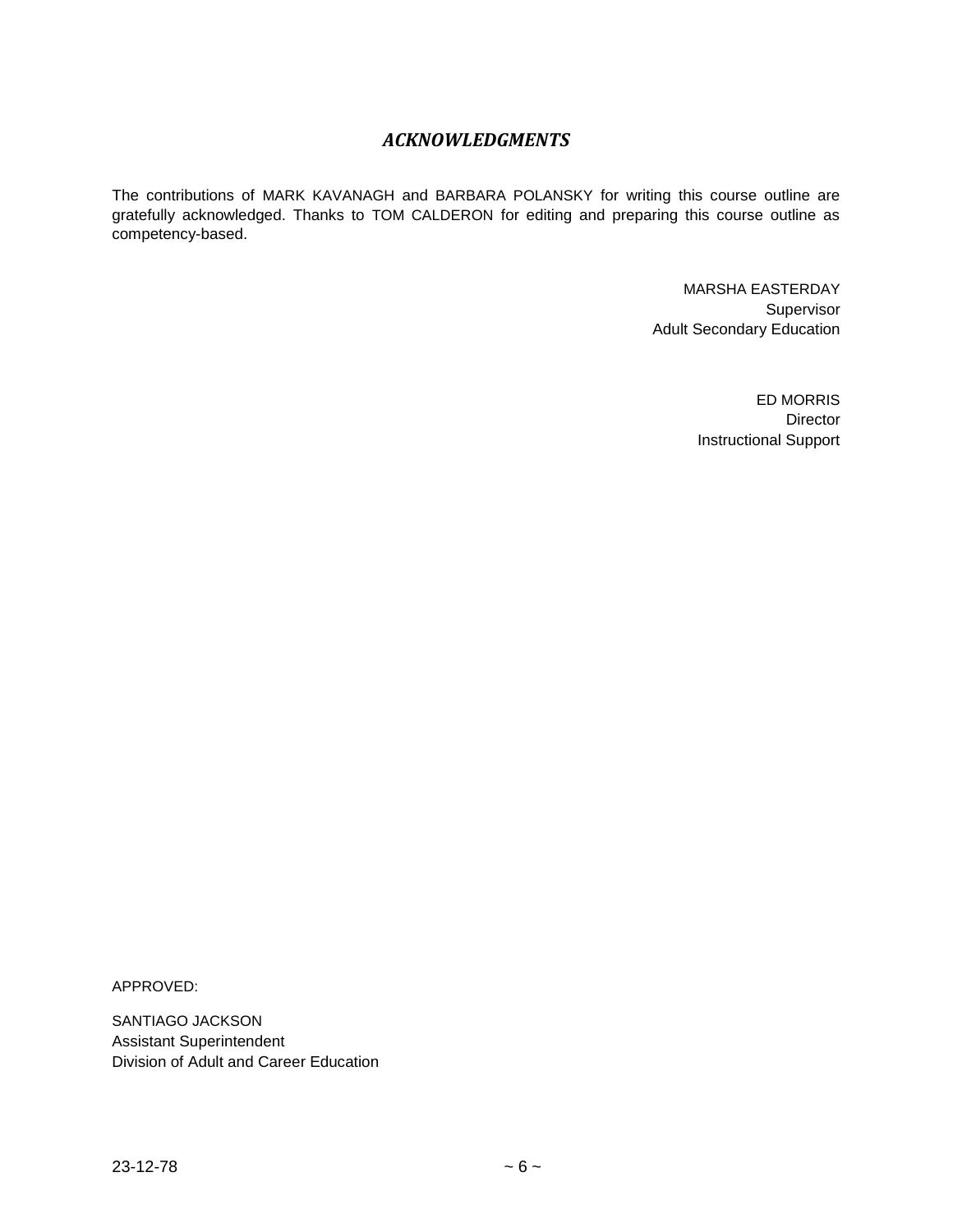## *ACKNOWLEDGMENTS*

The contributions of MARK KAVANAGH and BARBARA POLANSKY for writing this course outline are gratefully acknowledged. Thanks to TOM CALDERON for editing and preparing this course outline as competency-based.

MARSHA EASTERDAY
Supervisor
Adult Secondary Education

ED MORRIS
Director
Instructional Support

APPROVED:

SANTIAGO JACKSON
Assistant Superintendent
Division of Adult and Career Education

23-12-78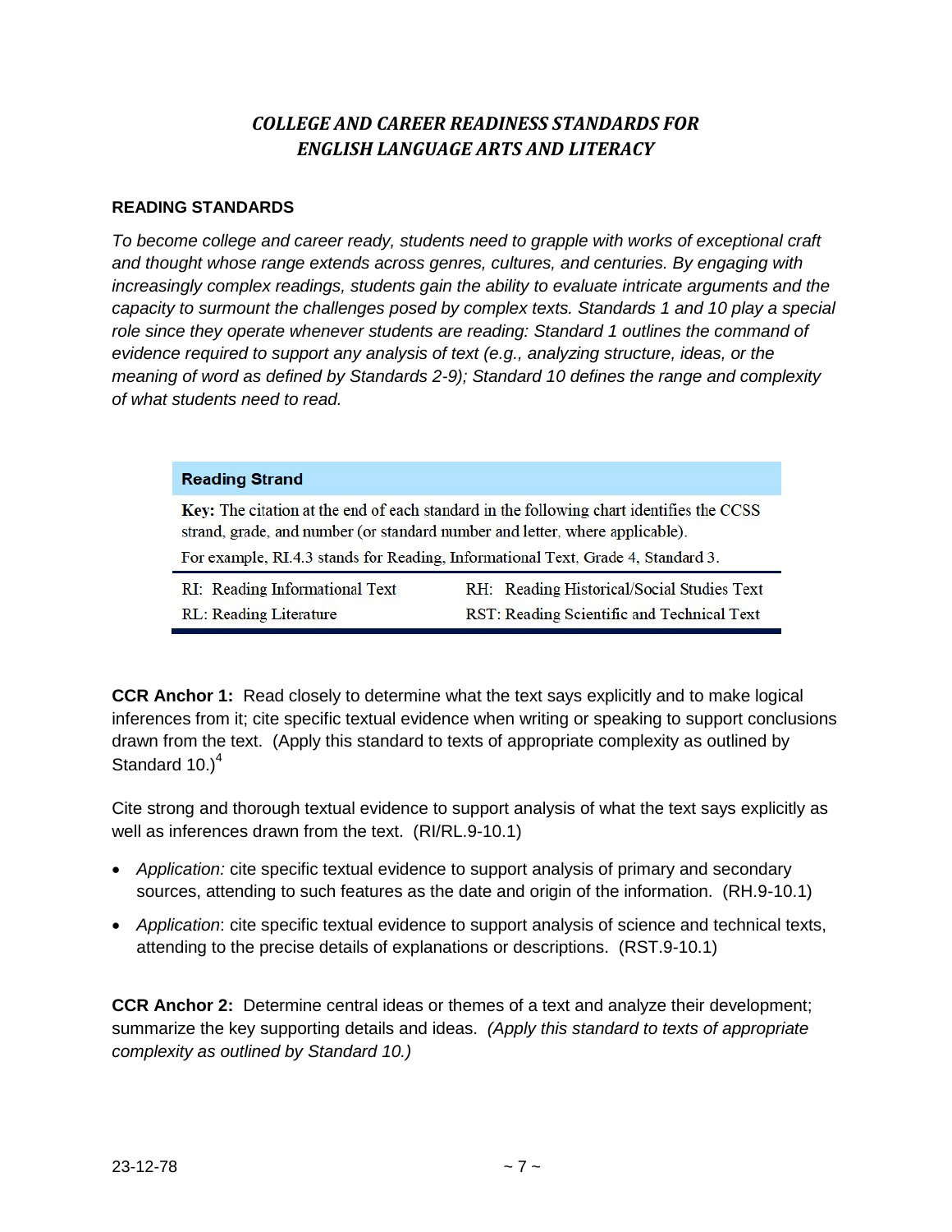## *COLLEGE AND CAREER READINESS STANDARDS FOR ENGLISH LANGUAGE ARTS AND LITERACY*

### READING STANDARDS

*To become college and career ready, students need to grapple with works of exceptional craft and thought whose range extends across genres, cultures, and centuries. By engaging with increasingly complex readings, students gain the ability to evaluate intricate arguments and the capacity to surmount the challenges posed by complex texts. Standards 1 and 10 play a special role since they operate whenever students are reading: Standard 1 outlines the command of evidence required to support any analysis of text (e.g., analyzing structure, ideas, or the meaning of word as defined by Standards 2-9); Standard 10 defines the range and complexity of what students need to read.*

| **Reading Strand** | |
|---|---|
| **Key:** The citation at the end of each standard in the following chart identifies the CCSS strand, grade, and number (or standard number and letter, where applicable). For example, RI.4.3 stands for Reading, Informational Text, Grade 4, Standard 3. | |
| RI: Reading Informational Text | RH: Reading Historical/Social Studies Text |
| RL: Reading Literature | RST: Reading Scientific and Technical Text |

**CCR Anchor 1:** Read closely to determine what the text says explicitly and to make logical inferences from it; cite specific textual evidence when writing or speaking to support conclusions drawn from the text. (Apply this standard to texts of appropriate complexity as outlined by Standard 10.)[4]

Cite strong and thorough textual evidence to support analysis of what the text says explicitly as well as inferences drawn from the text. (RI/RL.9-10.1)

- *Application:* cite specific textual evidence to support analysis of primary and secondary sources, attending to such features as the date and origin of the information. (RH.9-10.1)
- *Application*: cite specific textual evidence to support analysis of science and technical texts, attending to the precise details of explanations or descriptions. (RST.9-10.1)

**CCR Anchor 2:** Determine central ideas or themes of a text and analyze their development; summarize the key supporting details and ideas. *(Apply this standard to texts of appropriate complexity as outlined by Standard 10.)*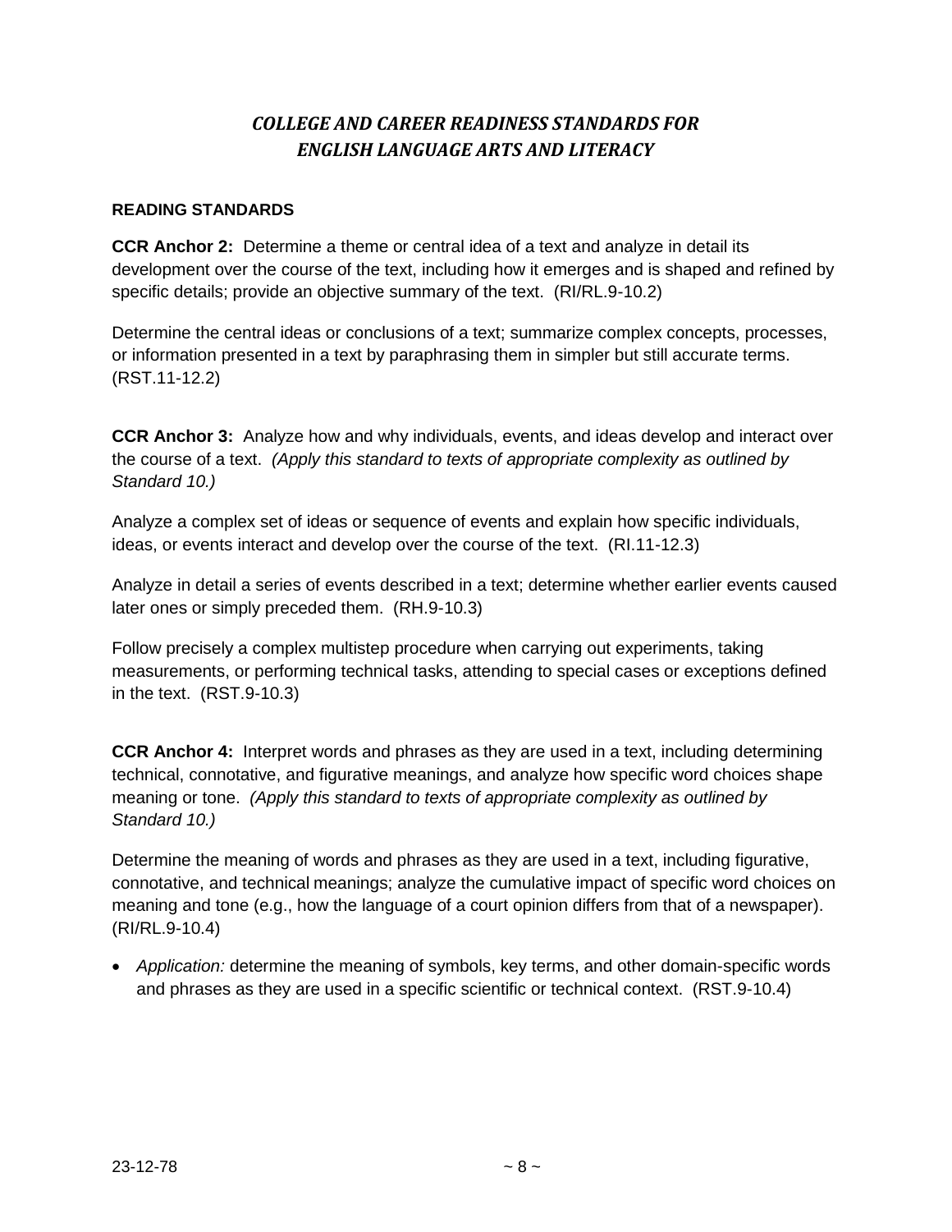# *COLLEGE AND CAREER READINESS STANDARDS FOR ENGLISH LANGUAGE ARTS AND LITERACY*

**READING STANDARDS**

**CCR Anchor 2:** Determine a theme or central idea of a text and analyze in detail its development over the course of the text, including how it emerges and is shaped and refined by specific details; provide an objective summary of the text. (RI/RL.9-10.2)

Determine the central ideas or conclusions of a text; summarize complex concepts, processes, or information presented in a text by paraphrasing them in simpler but still accurate terms. (RST.11-12.2)

**CCR Anchor 3:** Analyze how and why individuals, events, and ideas develop and interact over the course of a text. *(Apply this standard to texts of appropriate complexity as outlined by Standard 10.)*

Analyze a complex set of ideas or sequence of events and explain how specific individuals, ideas, or events interact and develop over the course of the text. (RI.11-12.3)

Analyze in detail a series of events described in a text; determine whether earlier events caused later ones or simply preceded them. (RH.9-10.3)

Follow precisely a complex multistep procedure when carrying out experiments, taking measurements, or performing technical tasks, attending to special cases or exceptions defined in the text. (RST.9-10.3)

**CCR Anchor 4:** Interpret words and phrases as they are used in a text, including determining technical, connotative, and figurative meanings, and analyze how specific word choices shape meaning or tone. *(Apply this standard to texts of appropriate complexity as outlined by Standard 10.)*

Determine the meaning of words and phrases as they are used in a text, including figurative, connotative, and technical meanings; analyze the cumulative impact of specific word choices on meaning and tone (e.g., how the language of a court opinion differs from that of a newspaper). (RI/RL.9-10.4)

- *Application:* determine the meaning of symbols, key terms, and other domain-specific words and phrases as they are used in a specific scientific or technical context. (RST.9-10.4)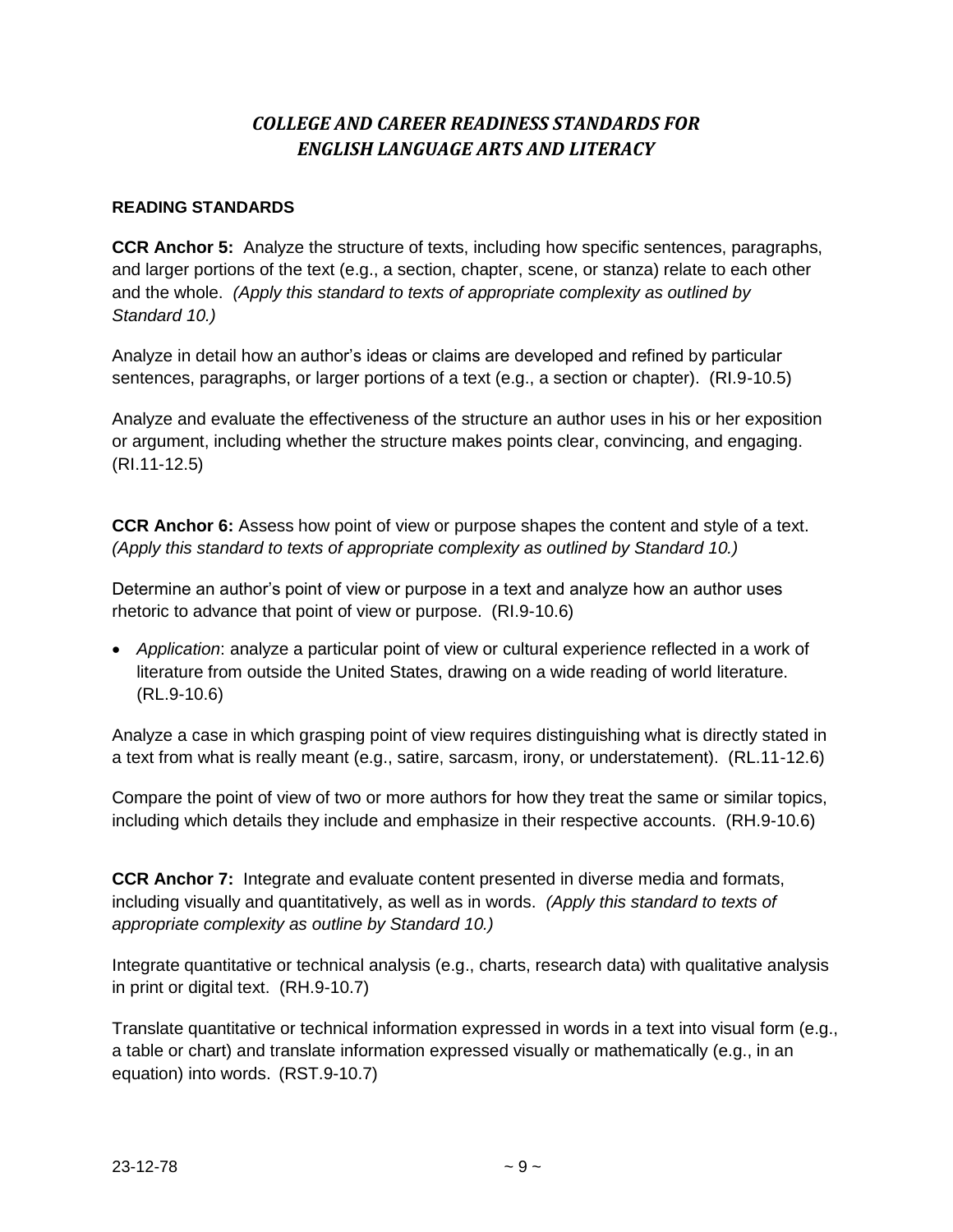# *COLLEGE AND CAREER READINESS STANDARDS FOR ENGLISH LANGUAGE ARTS AND LITERACY*

## READING STANDARDS

**CCR Anchor 5:** Analyze the structure of texts, including how specific sentences, paragraphs, and larger portions of the text (e.g., a section, chapter, scene, or stanza) relate to each other and the whole. *(Apply this standard to texts of appropriate complexity as outlined by Standard 10.)*

Analyze in detail how an author's ideas or claims are developed and refined by particular sentences, paragraphs, or larger portions of a text (e.g., a section or chapter). (RI.9-10.5)

Analyze and evaluate the effectiveness of the structure an author uses in his or her exposition or argument, including whether the structure makes points clear, convincing, and engaging. (RI.11-12.5)

**CCR Anchor 6:** Assess how point of view or purpose shapes the content and style of a text. *(Apply this standard to texts of appropriate complexity as outlined by Standard 10.)*

Determine an author's point of view or purpose in a text and analyze how an author uses rhetoric to advance that point of view or purpose. (RI.9-10.6)

- *Application*: analyze a particular point of view or cultural experience reflected in a work of literature from outside the United States, drawing on a wide reading of world literature. (RL.9-10.6)

Analyze a case in which grasping point of view requires distinguishing what is directly stated in a text from what is really meant (e.g., satire, sarcasm, irony, or understatement). (RL.11-12.6)

Compare the point of view of two or more authors for how they treat the same or similar topics, including which details they include and emphasize in their respective accounts. (RH.9-10.6)

**CCR Anchor 7:** Integrate and evaluate content presented in diverse media and formats, including visually and quantitatively, as well as in words. *(Apply this standard to texts of appropriate complexity as outline by Standard 10.)*

Integrate quantitative or technical analysis (e.g., charts, research data) with qualitative analysis in print or digital text. (RH.9-10.7)

Translate quantitative or technical information expressed in words in a text into visual form (e.g., a table or chart) and translate information expressed visually or mathematically (e.g., in an equation) into words. (RST.9-10.7)

23-12-78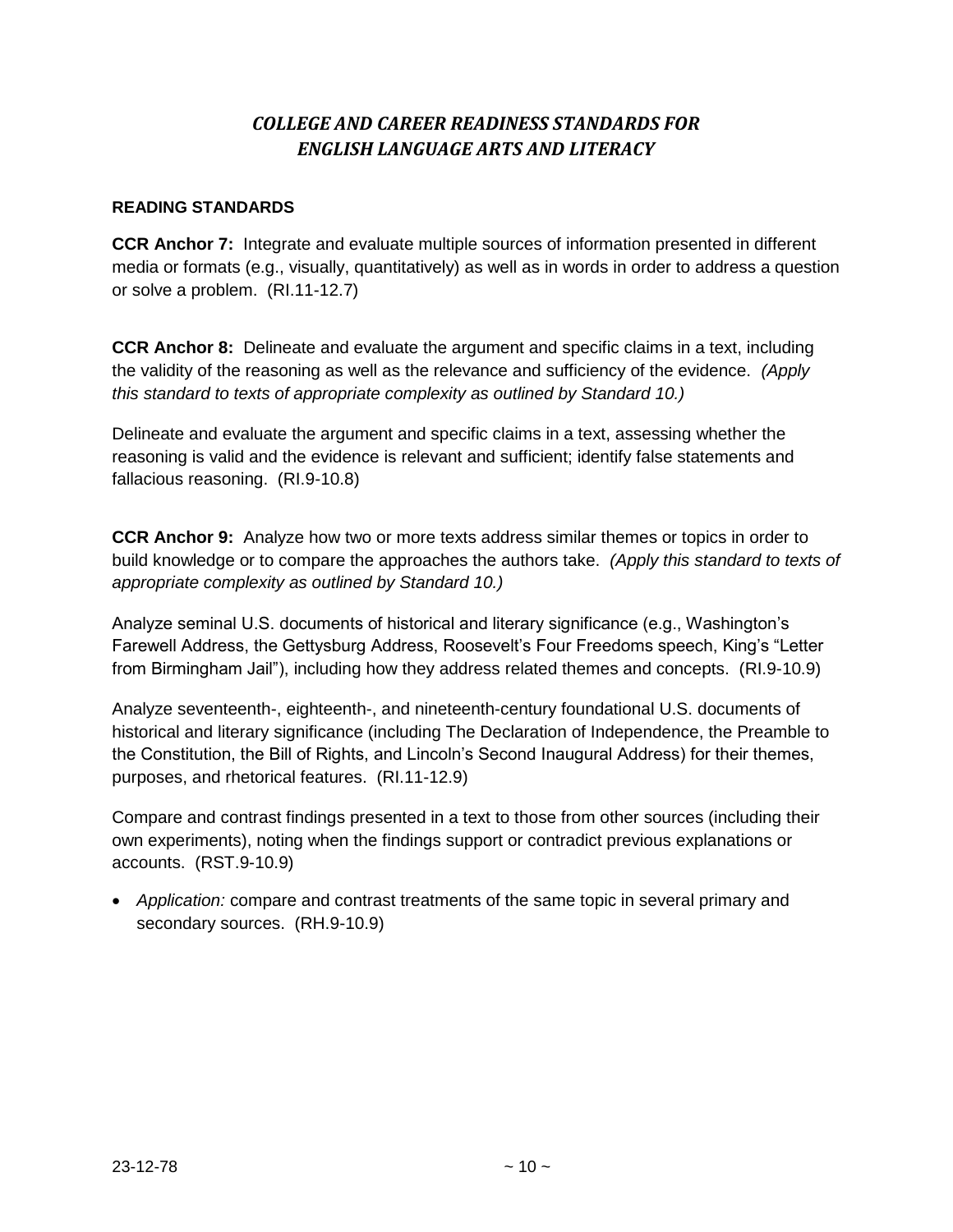# *COLLEGE AND CAREER READINESS STANDARDS FOR ENGLISH LANGUAGE ARTS AND LITERACY*

**READING STANDARDS**

**CCR Anchor 7:** Integrate and evaluate multiple sources of information presented in different media or formats (e.g., visually, quantitatively) as well as in words in order to address a question or solve a problem. (RI.11-12.7)

**CCR Anchor 8:** Delineate and evaluate the argument and specific claims in a text, including the validity of the reasoning as well as the relevance and sufficiency of the evidence. *(Apply this standard to texts of appropriate complexity as outlined by Standard 10.)*

Delineate and evaluate the argument and specific claims in a text, assessing whether the reasoning is valid and the evidence is relevant and sufficient; identify false statements and fallacious reasoning. (RI.9-10.8)

**CCR Anchor 9:** Analyze how two or more texts address similar themes or topics in order to build knowledge or to compare the approaches the authors take. *(Apply this standard to texts of appropriate complexity as outlined by Standard 10.)*

Analyze seminal U.S. documents of historical and literary significance (e.g., Washington's Farewell Address, the Gettysburg Address, Roosevelt's Four Freedoms speech, King's "Letter from Birmingham Jail"), including how they address related themes and concepts. (RI.9-10.9)

Analyze seventeenth-, eighteenth-, and nineteenth-century foundational U.S. documents of historical and literary significance (including The Declaration of Independence, the Preamble to the Constitution, the Bill of Rights, and Lincoln's Second Inaugural Address) for their themes, purposes, and rhetorical features. (RI.11-12.9)

Compare and contrast findings presented in a text to those from other sources (including their own experiments), noting when the findings support or contradict previous explanations or accounts. (RST.9-10.9)

- *Application:* compare and contrast treatments of the same topic in several primary and secondary sources. (RH.9-10.9)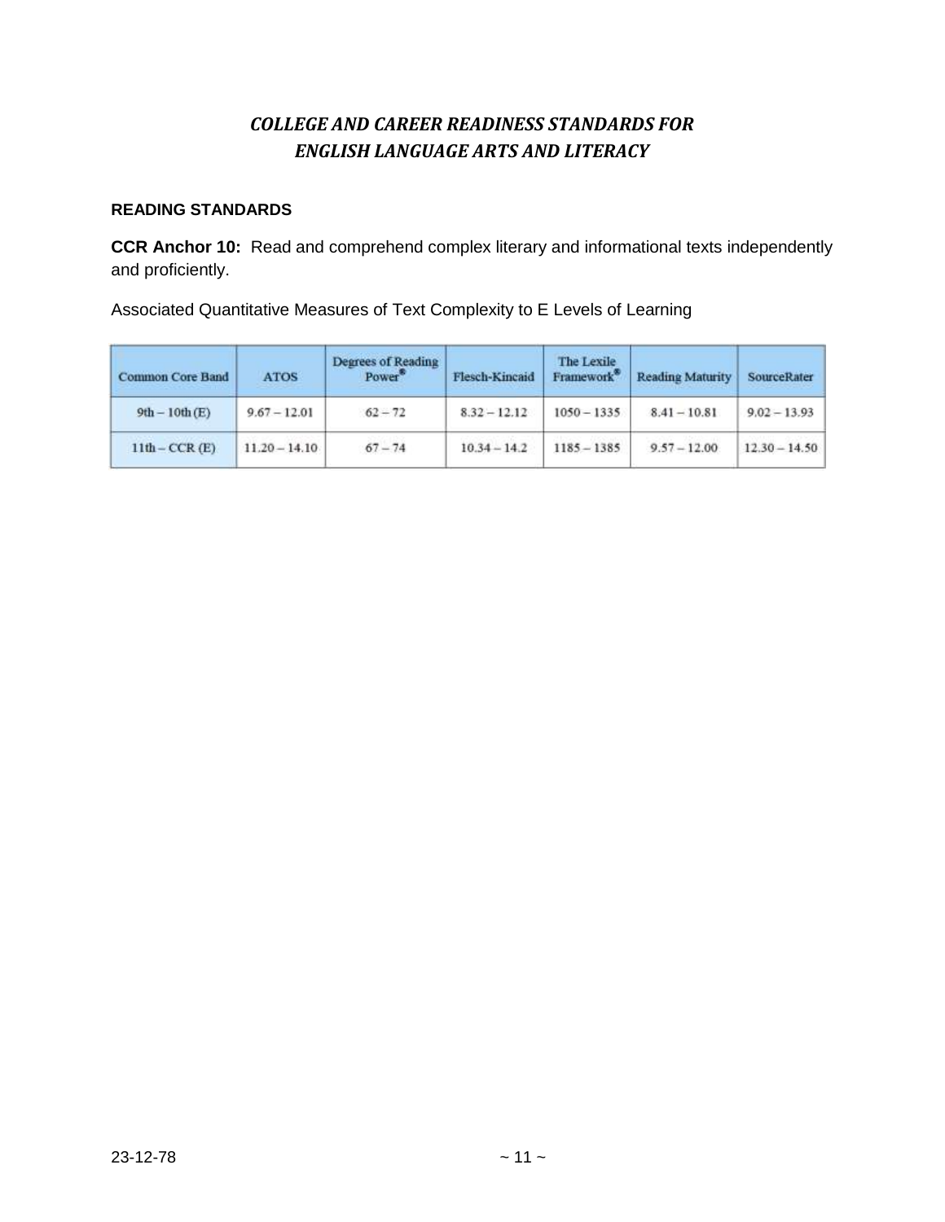# *COLLEGE AND CAREER READINESS STANDARDS FOR ENGLISH LANGUAGE ARTS AND LITERACY*

### READING STANDARDS

**CCR Anchor 10:** Read and comprehend complex literary and informational texts independently and proficiently.

Associated Quantitative Measures of Text Complexity to E Levels of Learning

| Common Core Band | ATOS | Degrees of Reading Power® | Flesch-Kincaid | The Lexile Framework® | Reading Maturity | SourceRater |
|---|---|---|---|---|---|---|
| 9th – 10th (E) | 9.67 – 12.01 | 62 – 72 | 8.32 – 12.12 | 1050 – 1335 | 8.41 – 10.81 | 9.02 – 13.93 |
| 11th – CCR (E) | 11.20 – 14.10 | 67 – 74 | 10.34 – 14.2 | 1185 – 1385 | 9.57 – 12.00 | 12.30 – 14.50 |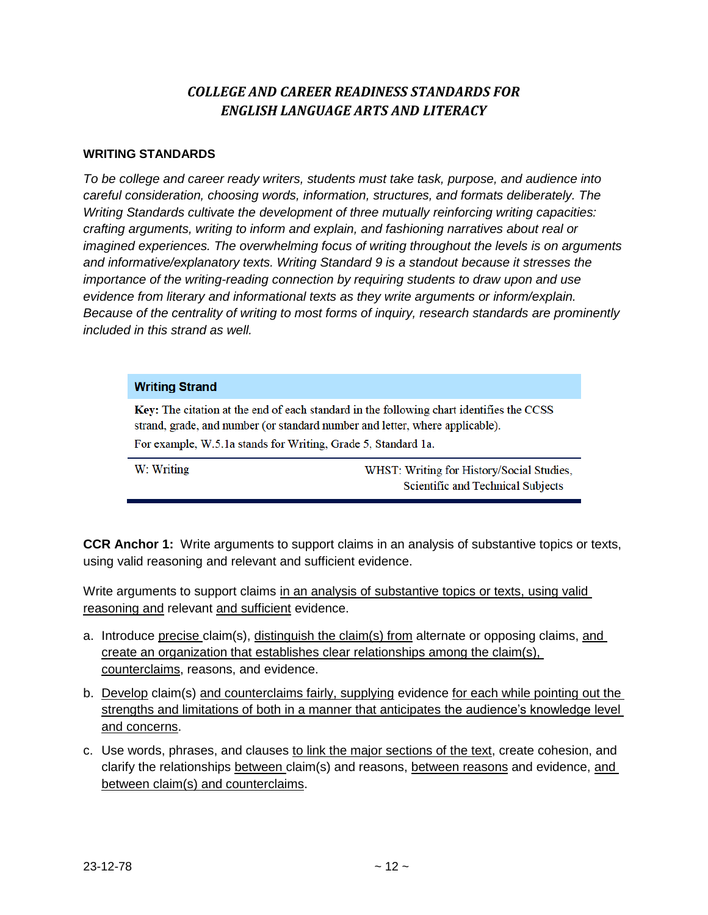## *COLLEGE AND CAREER READINESS STANDARDS FOR ENGLISH LANGUAGE ARTS AND LITERACY*

### WRITING STANDARDS

*To be college and career ready writers, students must take task, purpose, and audience into careful consideration, choosing words, information, structures, and formats deliberately. The Writing Standards cultivate the development of three mutually reinforcing writing capacities: crafting arguments, writing to inform and explain, and fashioning narratives about real or imagined experiences. The overwhelming focus of writing throughout the levels is on arguments and informative/explanatory texts. Writing Standard 9 is a standout because it stresses the importance of the writing-reading connection by requiring students to draw upon and use evidence from literary and informational texts as they write arguments or inform/explain. Because of the centrality of writing to most forms of inquiry, research standards are prominently included in this strand as well.*

| **Writing Strand** | |
|---|---|
| **Key:** The citation at the end of each standard in the following chart identifies the CCSS strand, grade, and number (or standard number and letter, where applicable). For example, W.5.1a stands for Writing, Grade 5, Standard 1a. | |
| W: Writing | WHST: Writing for History/Social Studies, Scientific and Technical Subjects |

**CCR Anchor 1:** Write arguments to support claims in an analysis of substantive topics or texts, using valid reasoning and relevant and sufficient evidence.

Write arguments to support claims <u>in an analysis of substantive topics or texts, using valid reasoning and</u> relevant <u>and sufficient</u> evidence.

a. Introduce <u>precise</u> claim(s), <u>distinguish the claim(s) from</u> alternate or opposing claims, <u>and create an organization that establishes clear relationships among the claim(s), counterclaims</u>, reasons, and evidence.

b. <u>Develop</u> claim(s) <u>and counterclaims fairly, supplying</u> evidence <u>for each while pointing out the strengths and limitations of both in a manner that anticipates the audience's knowledge level and concerns</u>.

c. Use words, phrases, and clauses <u>to link the major sections of the text</u>, create cohesion, and clarify the relationships <u>between</u> claim(s) and reasons, <u>between reasons</u> and evidence, <u>and between claim(s) and counterclaims</u>.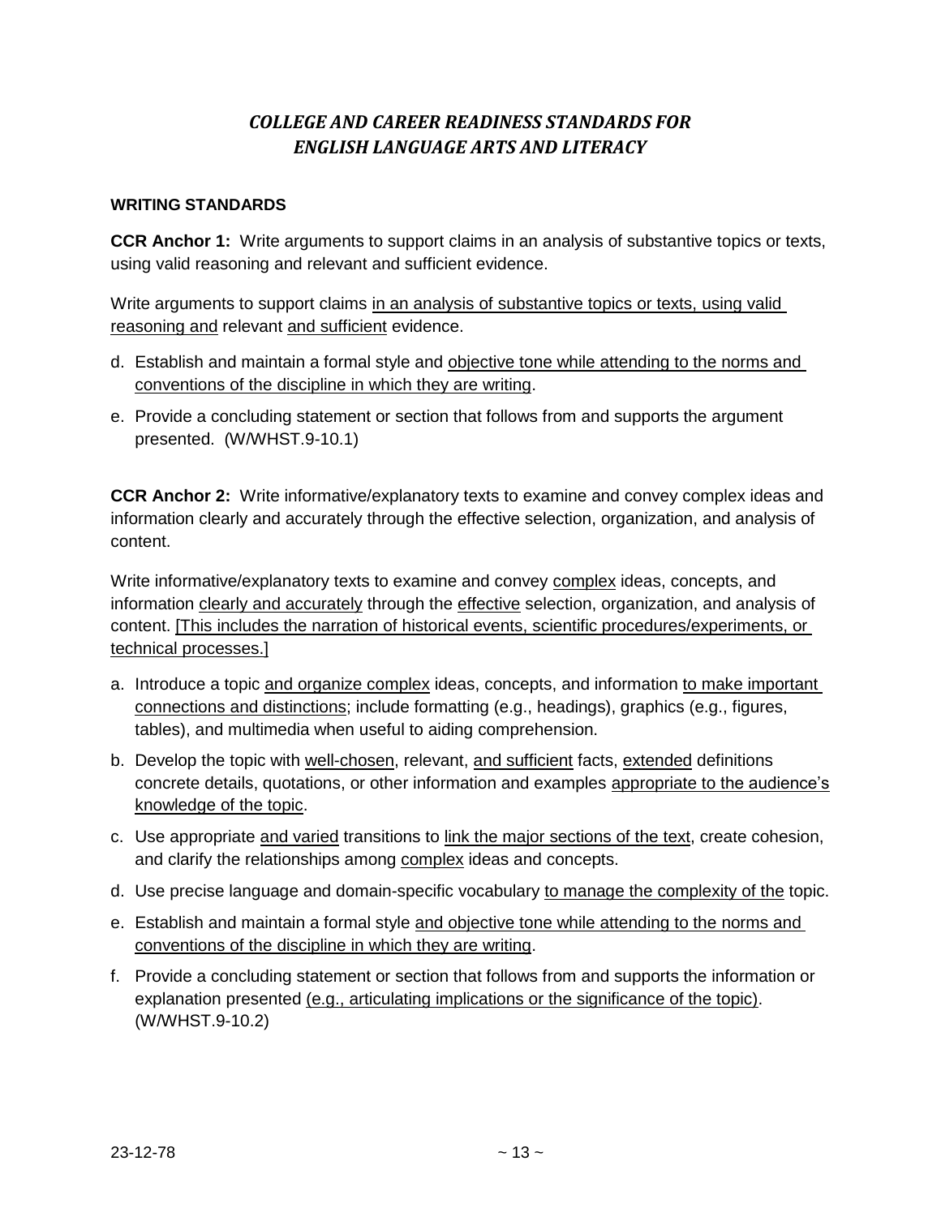# *COLLEGE AND CAREER READINESS STANDARDS FOR ENGLISH LANGUAGE ARTS AND LITERACY*

**WRITING STANDARDS**

**CCR Anchor 1:** Write arguments to support claims in an analysis of substantive topics or texts, using valid reasoning and relevant and sufficient evidence.

Write arguments to support claims <u>in an analysis of substantive topics or texts, using valid reasoning and</u> relevant <u>and sufficient</u> evidence.

d. Establish and maintain a formal style and <u>objective tone while attending to the norms and conventions of the discipline in which they are writing</u>.

e. Provide a concluding statement or section that follows from and supports the argument presented. (W/WHST.9-10.1)

**CCR Anchor 2:** Write informative/explanatory texts to examine and convey complex ideas and information clearly and accurately through the effective selection, organization, and analysis of content.

Write informative/explanatory texts to examine and convey <u>complex</u> ideas, concepts, and information <u>clearly and accurately</u> through the <u>effective</u> selection, organization, and analysis of content. <u>[This includes the narration of historical events, scientific procedures/experiments, or technical processes.]</u>

a. Introduce a topic <u>and organize complex</u> ideas, concepts, and information <u>to make important connections and distinctions</u>; include formatting (e.g., headings), graphics (e.g., figures, tables), and multimedia when useful to aiding comprehension.

b. Develop the topic with <u>well-chosen</u>, relevant, <u>and sufficient</u> facts, <u>extended</u> definitions concrete details, quotations, or other information and examples <u>appropriate to the audience's knowledge of the topic</u>.

c. Use appropriate <u>and varied</u> transitions to <u>link the major sections of the text</u>, create cohesion, and clarify the relationships among <u>complex</u> ideas and concepts.

d. Use precise language and domain-specific vocabulary <u>to manage the complexity of the</u> topic.

e. Establish and maintain a formal style <u>and objective tone while attending to the norms and conventions of the discipline in which they are writing</u>.

f. Provide a concluding statement or section that follows from and supports the information or explanation presented <u>(e.g., articulating implications or the significance of the topic)</u>. (W/WHST.9-10.2)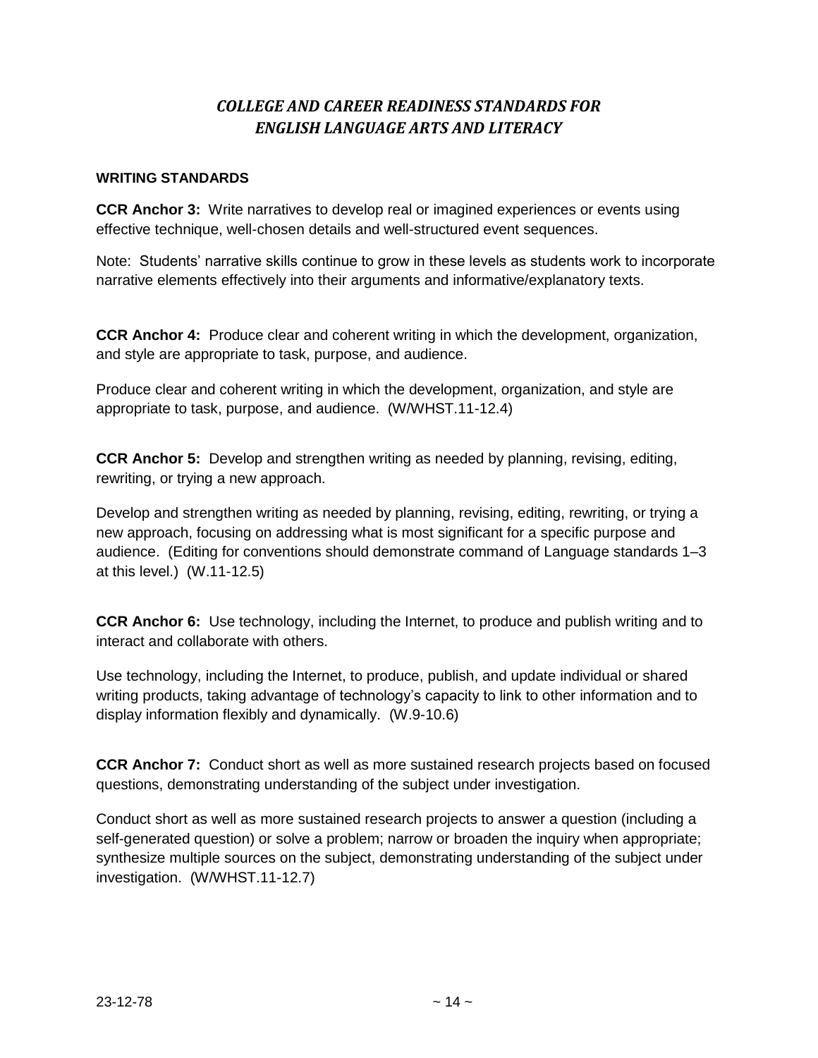# *COLLEGE AND CAREER READINESS STANDARDS FOR ENGLISH LANGUAGE ARTS AND LITERACY*

**WRITING STANDARDS**

**CCR Anchor 3:** Write narratives to develop real or imagined experiences or events using effective technique, well-chosen details and well-structured event sequences.

Note: Students' narrative skills continue to grow in these levels as students work to incorporate narrative elements effectively into their arguments and informative/explanatory texts.

**CCR Anchor 4:** Produce clear and coherent writing in which the development, organization, and style are appropriate to task, purpose, and audience.

Produce clear and coherent writing in which the development, organization, and style are appropriate to task, purpose, and audience. (W/WHST.11-12.4)

**CCR Anchor 5:** Develop and strengthen writing as needed by planning, revising, editing, rewriting, or trying a new approach.

Develop and strengthen writing as needed by planning, revising, editing, rewriting, or trying a new approach, focusing on addressing what is most significant for a specific purpose and audience. (Editing for conventions should demonstrate command of Language standards 1–3 at this level.) (W.11-12.5)

**CCR Anchor 6:** Use technology, including the Internet, to produce and publish writing and to interact and collaborate with others.

Use technology, including the Internet, to produce, publish, and update individual or shared writing products, taking advantage of technology's capacity to link to other information and to display information flexibly and dynamically. (W.9-10.6)

**CCR Anchor 7:** Conduct short as well as more sustained research projects based on focused questions, demonstrating understanding of the subject under investigation.

Conduct short as well as more sustained research projects to answer a question (including a self-generated question) or solve a problem; narrow or broaden the inquiry when appropriate; synthesize multiple sources on the subject, demonstrating understanding of the subject under investigation. (W/WHST.11-12.7)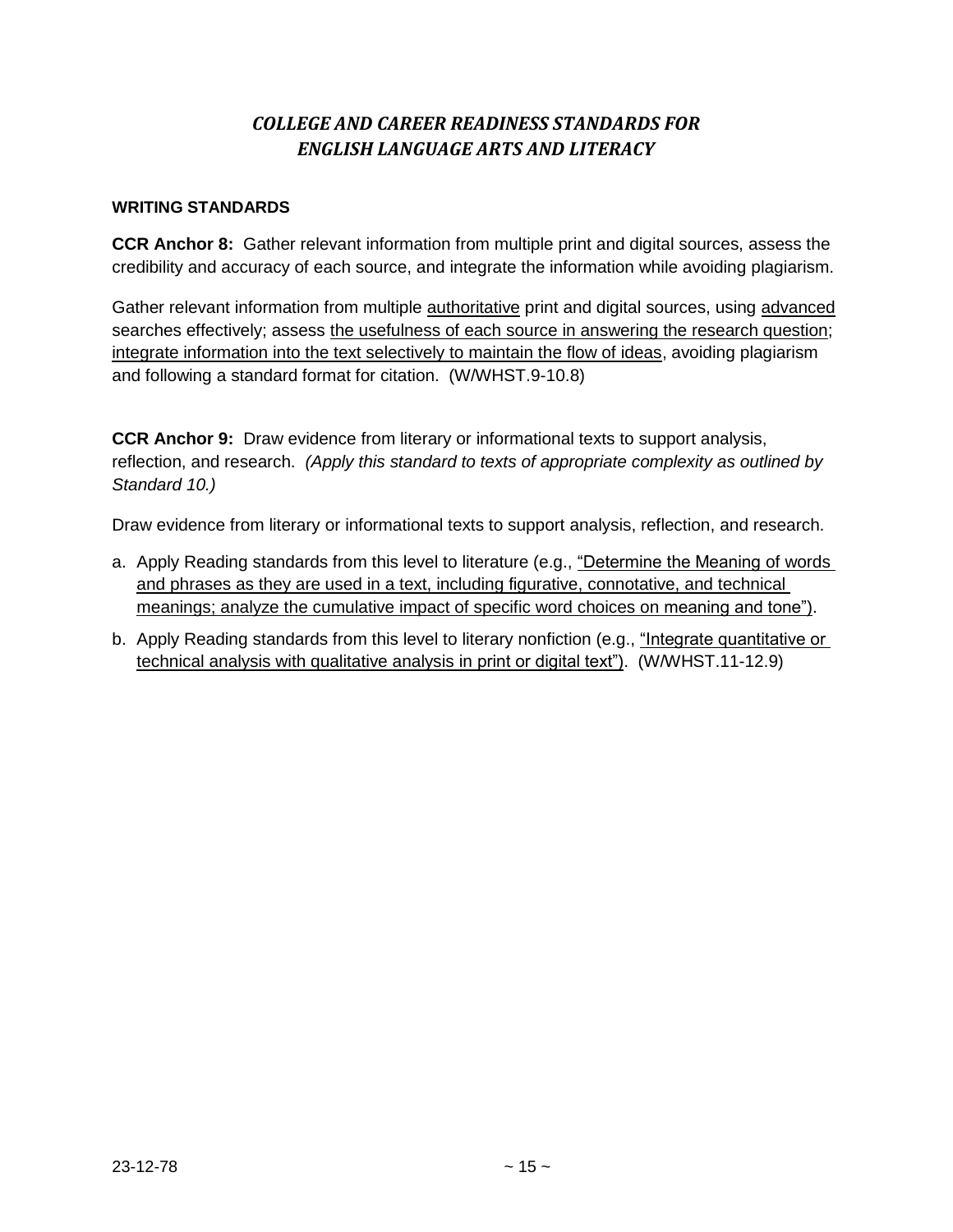## *COLLEGE AND CAREER READINESS STANDARDS FOR ENGLISH LANGUAGE ARTS AND LITERACY*

### WRITING STANDARDS

**CCR Anchor 8:** Gather relevant information from multiple print and digital sources, assess the credibility and accuracy of each source, and integrate the information while avoiding plagiarism.

Gather relevant information from multiple <u>authoritative</u> print and digital sources, using <u>advanced</u> searches effectively; assess <u>the usefulness of each source in answering the research question</u>; <u>integrate information into the text selectively to maintain the flow of ideas</u>, avoiding plagiarism and following a standard format for citation. (W/WHST.9-10.8)

**CCR Anchor 9:** Draw evidence from literary or informational texts to support analysis, reflection, and research. *(Apply this standard to texts of appropriate complexity as outlined by Standard 10.)*

Draw evidence from literary or informational texts to support analysis, reflection, and research.

a. Apply Reading standards from this level to literature (e.g., <u>"Determine the Meaning of words and phrases as they are used in a text, including figurative, connotative, and technical meanings; analyze the cumulative impact of specific word choices on meaning and tone")</u>.

b. Apply Reading standards from this level to literary nonfiction (e.g., <u>"Integrate quantitative or technical analysis with qualitative analysis in print or digital text")</u>. (W/WHST.11-12.9)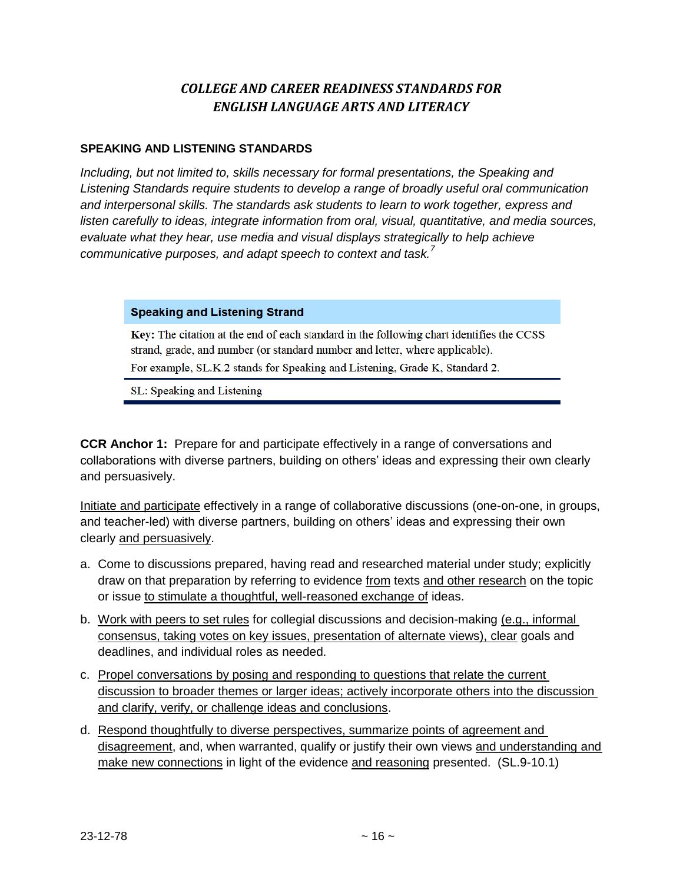## *COLLEGE AND CAREER READINESS STANDARDS FOR ENGLISH LANGUAGE ARTS AND LITERACY*

### SPEAKING AND LISTENING STANDARDS

*Including, but not limited to, skills necessary for formal presentations, the Speaking and Listening Standards require students to develop a range of broadly useful oral communication and interpersonal skills. The standards ask students to learn to work together, express and listen carefully to ideas, integrate information from oral, visual, quantitative, and media sources, evaluate what they hear, use media and visual displays strategically to help achieve communicative purposes, and adapt speech to context and task.*[7]

| **Speaking and Listening Strand** |
| --- |
| **Key:** The citation at the end of each standard in the following chart identifies the CCSS strand, grade, and number (or standard number and letter, where applicable). For example, SL.K.2 stands for Speaking and Listening, Grade K, Standard 2. |
| SL: Speaking and Listening |

**CCR Anchor 1:** Prepare for and participate effectively in a range of conversations and collaborations with diverse partners, building on others' ideas and expressing their own clearly and persuasively.

<u>Initiate and participate</u> effectively in a range of collaborative discussions (one-on-one, in groups, and teacher-led) with diverse partners, building on others' ideas and expressing their own clearly <u>and persuasively</u>.

a. Come to discussions prepared, having read and researched material under study; explicitly draw on that preparation by referring to evidence <u>from</u> texts <u>and other research</u> on the topic or issue <u>to stimulate a thoughtful, well-reasoned exchange of</u> ideas.

b. <u>Work with peers to set rules</u> for collegial discussions and decision-making <u>(e.g., informal consensus, taking votes on key issues, presentation of alternate views), clear</u> goals and deadlines, and individual roles as needed.

c. <u>Propel conversations by posing and responding to questions that relate the current discussion to broader themes or larger ideas; actively incorporate others into the discussion and clarify, verify, or challenge ideas and conclusions</u>.

d. <u>Respond thoughtfully to diverse perspectives, summarize points of agreement and disagreement</u>, and, when warranted, qualify or justify their own views <u>and understanding and make new connections</u> in light of the evidence <u>and reasoning</u> presented. (SL.9-10.1)

23-12-78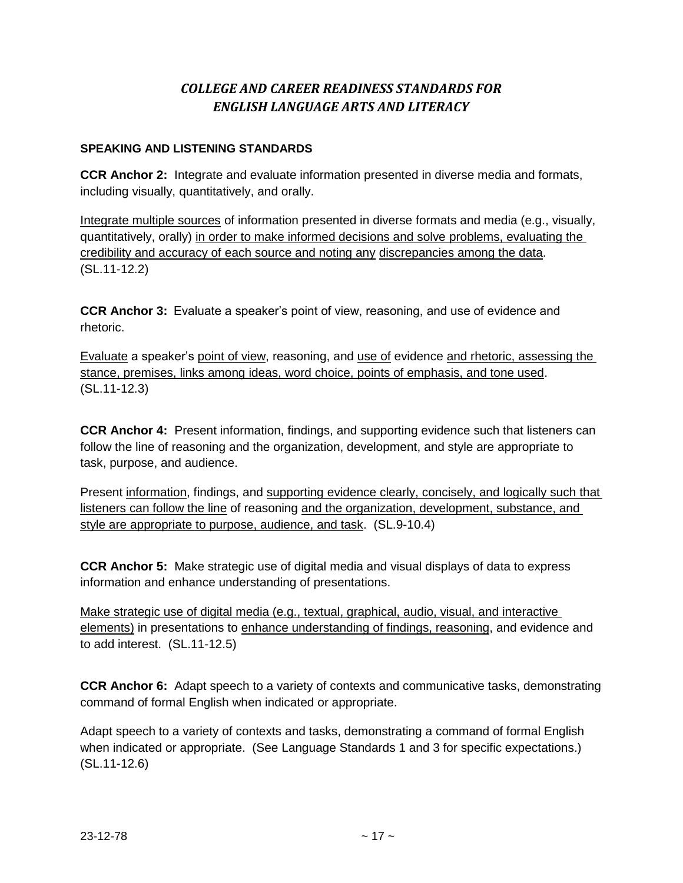## *COLLEGE AND CAREER READINESS STANDARDS FOR ENGLISH LANGUAGE ARTS AND LITERACY*

### SPEAKING AND LISTENING STANDARDS

**CCR Anchor 2:** Integrate and evaluate information presented in diverse media and formats, including visually, quantitatively, and orally.

<u>Integrate multiple sources</u> of information presented in diverse formats and media (e.g., visually, quantitatively, orally) <u>in order to make informed decisions and solve problems, evaluating the credibility and accuracy of each source and noting any discrepancies among the data</u>. (SL.11-12.2)

**CCR Anchor 3:** Evaluate a speaker's point of view, reasoning, and use of evidence and rhetoric.

<u>Evaluate</u> a speaker's <u>point of view</u>, reasoning, and <u>use of</u> evidence <u>and rhetoric, assessing the stance, premises, links among ideas, word choice, points of emphasis, and tone used</u>. (SL.11-12.3)

**CCR Anchor 4:** Present information, findings, and supporting evidence such that listeners can follow the line of reasoning and the organization, development, and style are appropriate to task, purpose, and audience.

Present <u>information</u>, findings, and <u>supporting evidence clearly, concisely, and logically such that listeners can follow the line</u> of reasoning <u>and the organization, development, substance, and style are appropriate to purpose, audience, and task</u>. (SL.9-10.4)

**CCR Anchor 5:** Make strategic use of digital media and visual displays of data to express information and enhance understanding of presentations.

<u>Make strategic use of digital media (e.g., textual, graphical, audio, visual, and interactive elements)</u> in presentations to <u>enhance understanding of findings, reasoning</u>, and evidence and to add interest. (SL.11-12.5)

**CCR Anchor 6:** Adapt speech to a variety of contexts and communicative tasks, demonstrating command of formal English when indicated or appropriate.

Adapt speech to a variety of contexts and tasks, demonstrating a command of formal English when indicated or appropriate. (See Language Standards 1 and 3 for specific expectations.) (SL.11-12.6)

23-12-78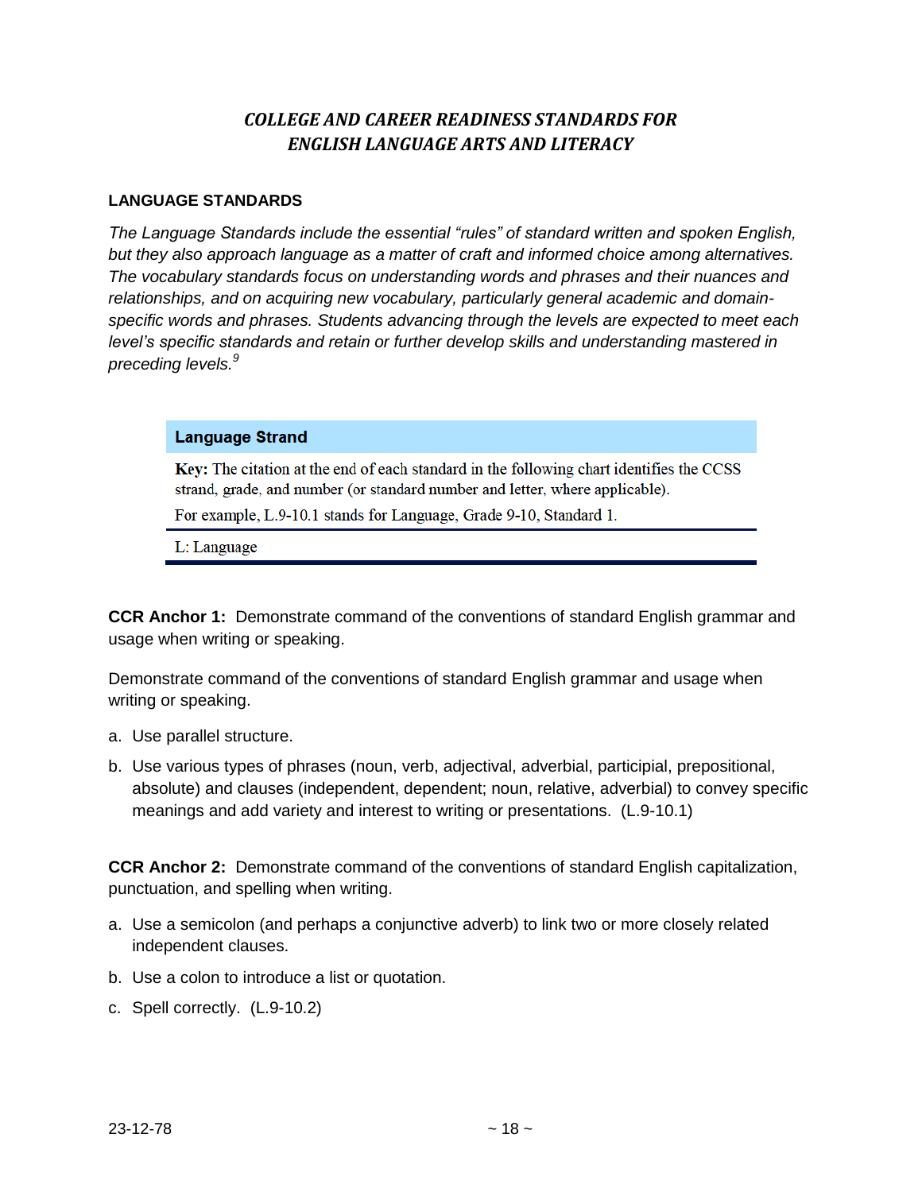## *COLLEGE AND CAREER READINESS STANDARDS FOR ENGLISH LANGUAGE ARTS AND LITERACY*

### LANGUAGE STANDARDS

*The Language Standards include the essential "rules" of standard written and spoken English, but they also approach language as a matter of craft and informed choice among alternatives. The vocabulary standards focus on understanding words and phrases and their nuances and relationships, and on acquiring new vocabulary, particularly general academic and domain-specific words and phrases. Students advancing through the levels are expected to meet each level's specific standards and retain or further develop skills and understanding mastered in preceding levels.*[9]

| **Language Strand** |
| --- |
| **Key:** The citation at the end of each standard in the following chart identifies the CCSS strand, grade, and number (or standard number and letter, where applicable). For example, L.9-10.1 stands for Language, Grade 9-10, Standard 1. |
| L: Language |

**CCR Anchor 1:** Demonstrate command of the conventions of standard English grammar and usage when writing or speaking.

Demonstrate command of the conventions of standard English grammar and usage when writing or speaking.

a. Use parallel structure.
b. Use various types of phrases (noun, verb, adjectival, adverbial, participial, prepositional, absolute) and clauses (independent, dependent; noun, relative, adverbial) to convey specific meanings and add variety and interest to writing or presentations. (L.9-10.1)

**CCR Anchor 2:** Demonstrate command of the conventions of standard English capitalization, punctuation, and spelling when writing.

a. Use a semicolon (and perhaps a conjunctive adverb) to link two or more closely related independent clauses.
b. Use a colon to introduce a list or quotation.
c. Spell correctly. (L.9-10.2)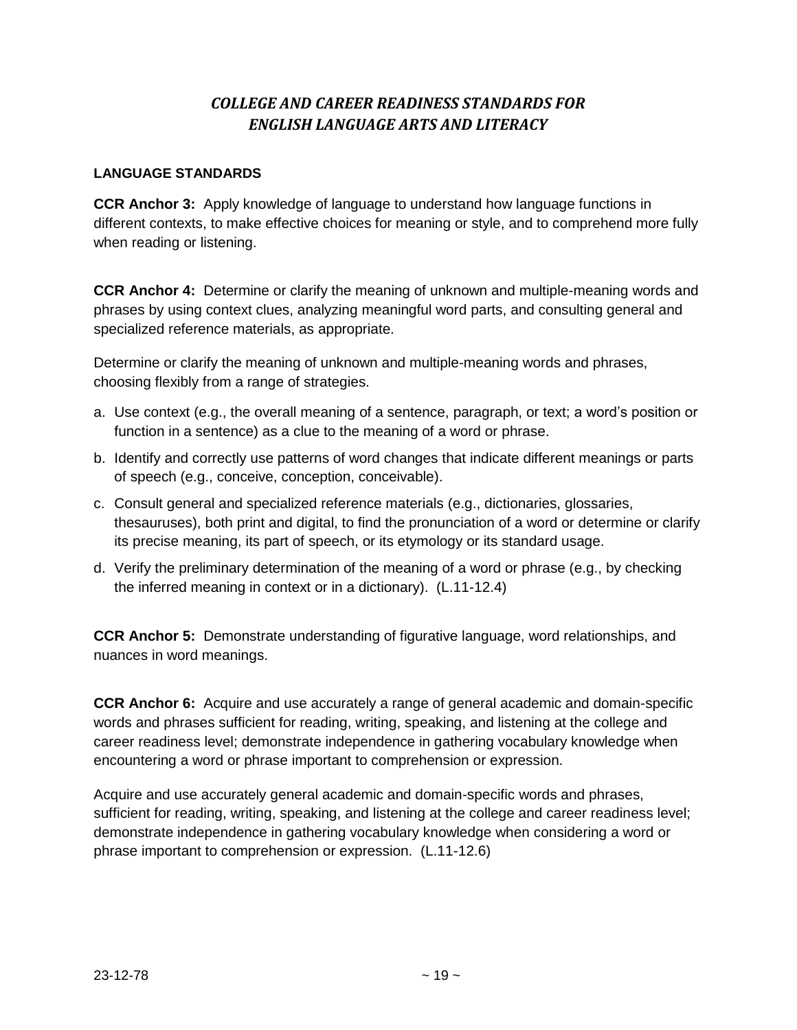# *COLLEGE AND CAREER READINESS STANDARDS FOR ENGLISH LANGUAGE ARTS AND LITERACY*

**LANGUAGE STANDARDS**

**CCR Anchor 3:** Apply knowledge of language to understand how language functions in different contexts, to make effective choices for meaning or style, and to comprehend more fully when reading or listening.

**CCR Anchor 4:** Determine or clarify the meaning of unknown and multiple-meaning words and phrases by using context clues, analyzing meaningful word parts, and consulting general and specialized reference materials, as appropriate.

Determine or clarify the meaning of unknown and multiple-meaning words and phrases, choosing flexibly from a range of strategies.

a. Use context (e.g., the overall meaning of a sentence, paragraph, or text; a word's position or function in a sentence) as a clue to the meaning of a word or phrase.
b. Identify and correctly use patterns of word changes that indicate different meanings or parts of speech (e.g., conceive, conception, conceivable).
c. Consult general and specialized reference materials (e.g., dictionaries, glossaries, thesauruses), both print and digital, to find the pronunciation of a word or determine or clarify its precise meaning, its part of speech, or its etymology or its standard usage.
d. Verify the preliminary determination of the meaning of a word or phrase (e.g., by checking the inferred meaning in context or in a dictionary). (L.11-12.4)

**CCR Anchor 5:** Demonstrate understanding of figurative language, word relationships, and nuances in word meanings.

**CCR Anchor 6:** Acquire and use accurately a range of general academic and domain-specific words and phrases sufficient for reading, writing, speaking, and listening at the college and career readiness level; demonstrate independence in gathering vocabulary knowledge when encountering a word or phrase important to comprehension or expression.

Acquire and use accurately general academic and domain-specific words and phrases, sufficient for reading, writing, speaking, and listening at the college and career readiness level; demonstrate independence in gathering vocabulary knowledge when considering a word or phrase important to comprehension or expression. (L.11-12.6)

23-12-78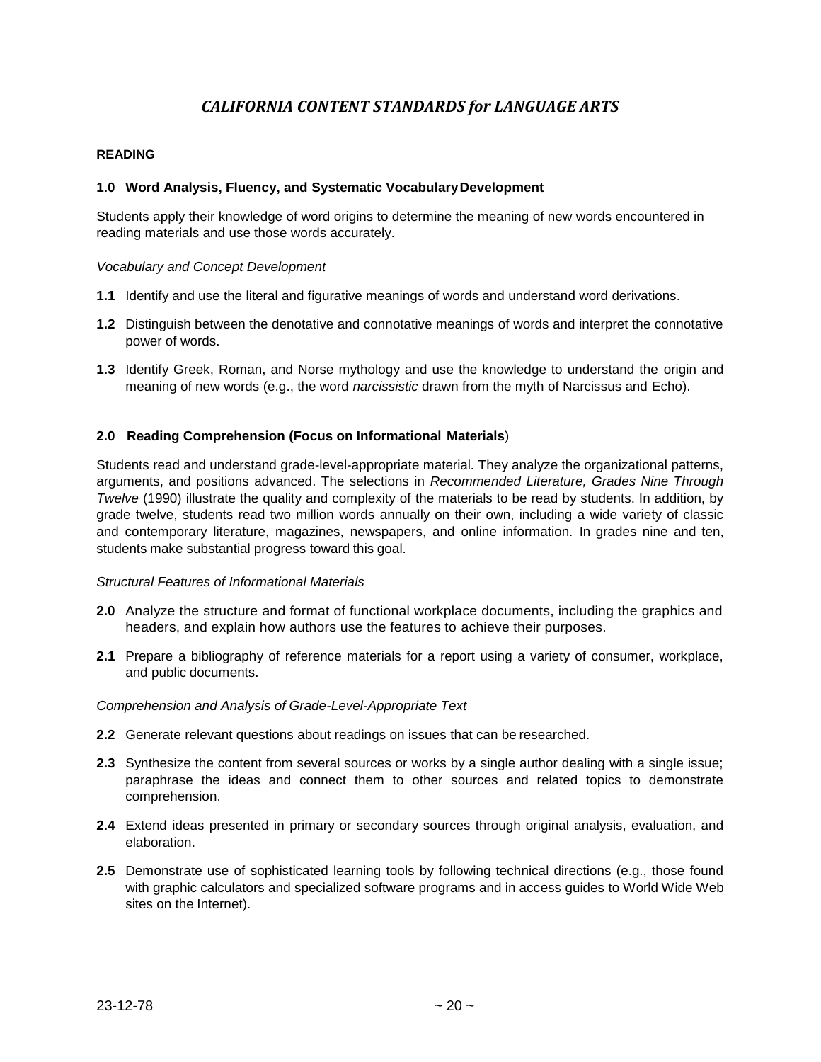# *CALIFORNIA CONTENT STANDARDS for LANGUAGE ARTS*

**READING**

**1.0 Word Analysis, Fluency, and Systematic Vocabulary Development**

Students apply their knowledge of word origins to determine the meaning of new words encountered in reading materials and use those words accurately.

*Vocabulary and Concept Development*

**1.1** Identify and use the literal and figurative meanings of words and understand word derivations.

**1.2** Distinguish between the denotative and connotative meanings of words and interpret the connotative power of words.

**1.3** Identify Greek, Roman, and Norse mythology and use the knowledge to understand the origin and meaning of new words (e.g., the word *narcissistic* drawn from the myth of Narcissus and Echo).

**2.0 Reading Comprehension (Focus on Informational Materials**)

Students read and understand grade-level-appropriate material. They analyze the organizational patterns, arguments, and positions advanced. The selections in *Recommended Literature, Grades Nine Through Twelve* (1990) illustrate the quality and complexity of the materials to be read by students. In addition, by grade twelve, students read two million words annually on their own, including a wide variety of classic and contemporary literature, magazines, newspapers, and online information. In grades nine and ten, students make substantial progress toward this goal.

*Structural Features of Informational Materials*

**2.0** Analyze the structure and format of functional workplace documents, including the graphics and headers, and explain how authors use the features to achieve their purposes.

**2.1** Prepare a bibliography of reference materials for a report using a variety of consumer, workplace, and public documents.

*Comprehension and Analysis of Grade-Level-Appropriate Text*

**2.2** Generate relevant questions about readings on issues that can be researched.

**2.3** Synthesize the content from several sources or works by a single author dealing with a single issue; paraphrase the ideas and connect them to other sources and related topics to demonstrate comprehension.

**2.4** Extend ideas presented in primary or secondary sources through original analysis, evaluation, and elaboration.

**2.5** Demonstrate use of sophisticated learning tools by following technical directions (e.g., those found with graphic calculators and specialized software programs and in access guides to World Wide Web sites on the Internet).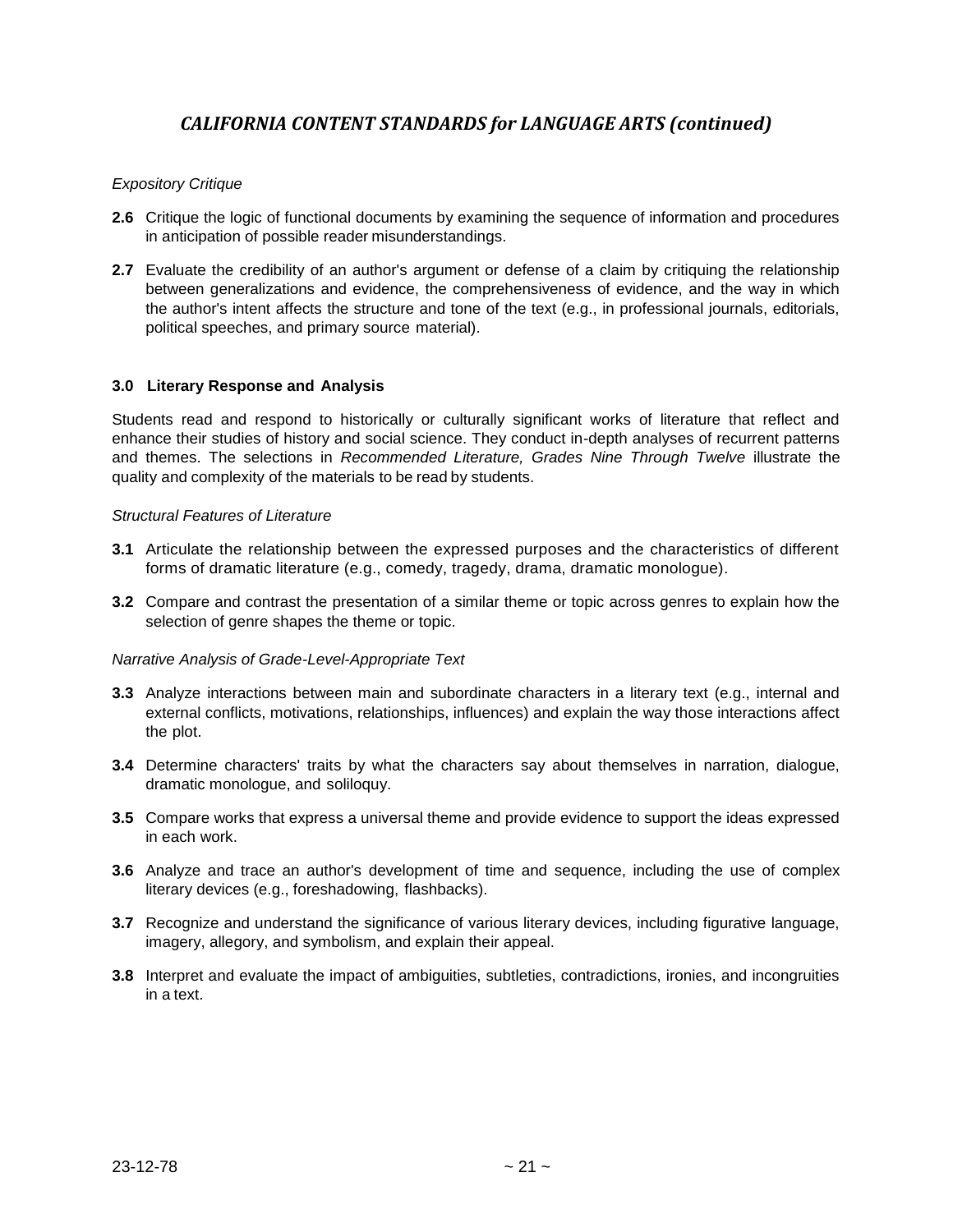## *CALIFORNIA CONTENT STANDARDS for LANGUAGE ARTS (continued)*

*Expository Critique*

**2.6** Critique the logic of functional documents by examining the sequence of information and procedures in anticipation of possible reader misunderstandings.

**2.7** Evaluate the credibility of an author's argument or defense of a claim by critiquing the relationship between generalizations and evidence, the comprehensiveness of evidence, and the way in which the author's intent affects the structure and tone of the text (e.g., in professional journals, editorials, political speeches, and primary source material).

### 3.0 Literary Response and Analysis

Students read and respond to historically or culturally significant works of literature that reflect and enhance their studies of history and social science. They conduct in-depth analyses of recurrent patterns and themes. The selections in *Recommended Literature, Grades Nine Through Twelve* illustrate the quality and complexity of the materials to be read by students.

*Structural Features of Literature*

**3.1** Articulate the relationship between the expressed purposes and the characteristics of different forms of dramatic literature (e.g., comedy, tragedy, drama, dramatic monologue).

**3.2** Compare and contrast the presentation of a similar theme or topic across genres to explain how the selection of genre shapes the theme or topic.

*Narrative Analysis of Grade-Level-Appropriate Text*

**3.3** Analyze interactions between main and subordinate characters in a literary text (e.g., internal and external conflicts, motivations, relationships, influences) and explain the way those interactions affect the plot.

**3.4** Determine characters' traits by what the characters say about themselves in narration, dialogue, dramatic monologue, and soliloquy.

**3.5** Compare works that express a universal theme and provide evidence to support the ideas expressed in each work.

**3.6** Analyze and trace an author's development of time and sequence, including the use of complex literary devices (e.g., foreshadowing, flashbacks).

**3.7** Recognize and understand the significance of various literary devices, including figurative language, imagery, allegory, and symbolism, and explain their appeal.

**3.8** Interpret and evaluate the impact of ambiguities, subtleties, contradictions, ironies, and incongruities in a text.

23-12-78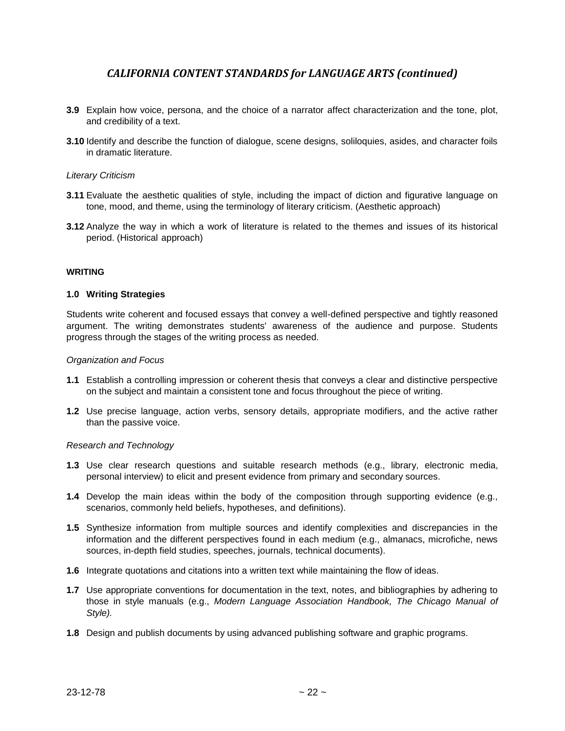## *CALIFORNIA CONTENT STANDARDS for LANGUAGE ARTS (continued)*

**3.9** Explain how voice, persona, and the choice of a narrator affect characterization and the tone, plot, and credibility of a text.

**3.10** Identify and describe the function of dialogue, scene designs, soliloquies, asides, and character foils in dramatic literature.

*Literary Criticism*

**3.11** Evaluate the aesthetic qualities of style, including the impact of diction and figurative language on tone, mood, and theme, using the terminology of literary criticism. (Aesthetic approach)

**3.12** Analyze the way in which a work of literature is related to the themes and issues of its historical period. (Historical approach)

**WRITING**

**1.0 Writing Strategies**

Students write coherent and focused essays that convey a well-defined perspective and tightly reasoned argument. The writing demonstrates students' awareness of the audience and purpose. Students progress through the stages of the writing process as needed.

*Organization and Focus*

**1.1** Establish a controlling impression or coherent thesis that conveys a clear and distinctive perspective on the subject and maintain a consistent tone and focus throughout the piece of writing.

**1.2** Use precise language, action verbs, sensory details, appropriate modifiers, and the active rather than the passive voice.

*Research and Technology*

**1.3** Use clear research questions and suitable research methods (e.g., library, electronic media, personal interview) to elicit and present evidence from primary and secondary sources.

**1.4** Develop the main ideas within the body of the composition through supporting evidence (e.g., scenarios, commonly held beliefs, hypotheses, and definitions).

**1.5** Synthesize information from multiple sources and identify complexities and discrepancies in the information and the different perspectives found in each medium (e.g., almanacs, microfiche, news sources, in-depth field studies, speeches, journals, technical documents).

**1.6** Integrate quotations and citations into a written text while maintaining the flow of ideas.

**1.7** Use appropriate conventions for documentation in the text, notes, and bibliographies by adhering to those in style manuals (e.g., *Modern Language Association Handbook, The Chicago Manual of Style).*

**1.8** Design and publish documents by using advanced publishing software and graphic programs.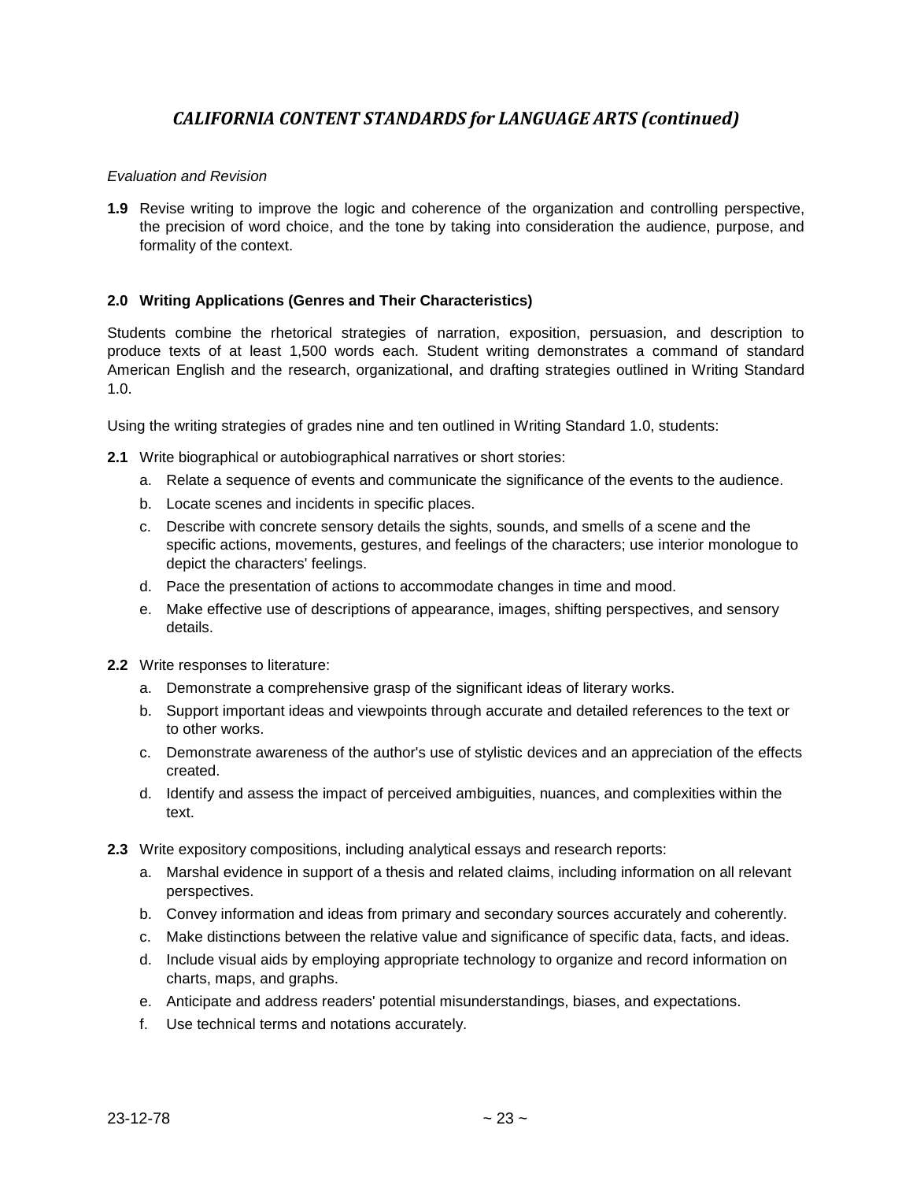## *CALIFORNIA CONTENT STANDARDS for LANGUAGE ARTS (continued)*

*Evaluation and Revision*

**1.9** Revise writing to improve the logic and coherence of the organization and controlling perspective, the precision of word choice, and the tone by taking into consideration the audience, purpose, and formality of the context.

### 2.0 Writing Applications (Genres and Their Characteristics)

Students combine the rhetorical strategies of narration, exposition, persuasion, and description to produce texts of at least 1,500 words each. Student writing demonstrates a command of standard American English and the research, organizational, and drafting strategies outlined in Writing Standard 1.0.

Using the writing strategies of grades nine and ten outlined in Writing Standard 1.0, students:

**2.1** Write biographical or autobiographical narratives or short stories:

a. Relate a sequence of events and communicate the significance of the events to the audience.
b. Locate scenes and incidents in specific places.
c. Describe with concrete sensory details the sights, sounds, and smells of a scene and the specific actions, movements, gestures, and feelings of the characters; use interior monologue to depict the characters' feelings.
d. Pace the presentation of actions to accommodate changes in time and mood.
e. Make effective use of descriptions of appearance, images, shifting perspectives, and sensory details.

**2.2** Write responses to literature:

a. Demonstrate a comprehensive grasp of the significant ideas of literary works.
b. Support important ideas and viewpoints through accurate and detailed references to the text or to other works.
c. Demonstrate awareness of the author's use of stylistic devices and an appreciation of the effects created.
d. Identify and assess the impact of perceived ambiguities, nuances, and complexities within the text.

**2.3** Write expository compositions, including analytical essays and research reports:

a. Marshal evidence in support of a thesis and related claims, including information on all relevant perspectives.
b. Convey information and ideas from primary and secondary sources accurately and coherently.
c. Make distinctions between the relative value and significance of specific data, facts, and ideas.
d. Include visual aids by employing appropriate technology to organize and record information on charts, maps, and graphs.
e. Anticipate and address readers' potential misunderstandings, biases, and expectations.
f. Use technical terms and notations accurately.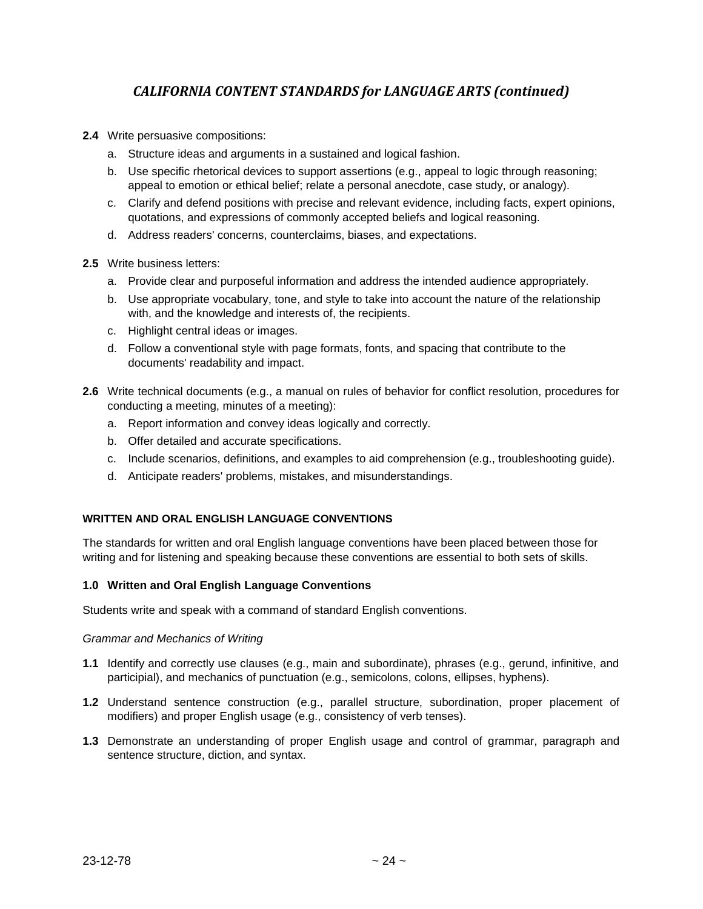## *CALIFORNIA CONTENT STANDARDS for LANGUAGE ARTS (continued)*

**2.4** Write persuasive compositions:

a. Structure ideas and arguments in a sustained and logical fashion.

b. Use specific rhetorical devices to support assertions (e.g., appeal to logic through reasoning; appeal to emotion or ethical belief; relate a personal anecdote, case study, or analogy).

c. Clarify and defend positions with precise and relevant evidence, including facts, expert opinions, quotations, and expressions of commonly accepted beliefs and logical reasoning.

d. Address readers' concerns, counterclaims, biases, and expectations.

**2.5** Write business letters:

a. Provide clear and purposeful information and address the intended audience appropriately.

b. Use appropriate vocabulary, tone, and style to take into account the nature of the relationship with, and the knowledge and interests of, the recipients.

c. Highlight central ideas or images.

d. Follow a conventional style with page formats, fonts, and spacing that contribute to the documents' readability and impact.

**2.6** Write technical documents (e.g., a manual on rules of behavior for conflict resolution, procedures for conducting a meeting, minutes of a meeting):

a. Report information and convey ideas logically and correctly.

b. Offer detailed and accurate specifications.

c. Include scenarios, definitions, and examples to aid comprehension (e.g., troubleshooting guide).

d. Anticipate readers' problems, mistakes, and misunderstandings.

### WRITTEN AND ORAL ENGLISH LANGUAGE CONVENTIONS

The standards for written and oral English language conventions have been placed between those for writing and for listening and speaking because these conventions are essential to both sets of skills.

**1.0 Written and Oral English Language Conventions**

Students write and speak with a command of standard English conventions.

*Grammar and Mechanics of Writing*

**1.1** Identify and correctly use clauses (e.g., main and subordinate), phrases (e.g., gerund, infinitive, and participial), and mechanics of punctuation (e.g., semicolons, colons, ellipses, hyphens).

**1.2** Understand sentence construction (e.g., parallel structure, subordination, proper placement of modifiers) and proper English usage (e.g., consistency of verb tenses).

**1.3** Demonstrate an understanding of proper English usage and control of grammar, paragraph and sentence structure, diction, and syntax.

23-12-78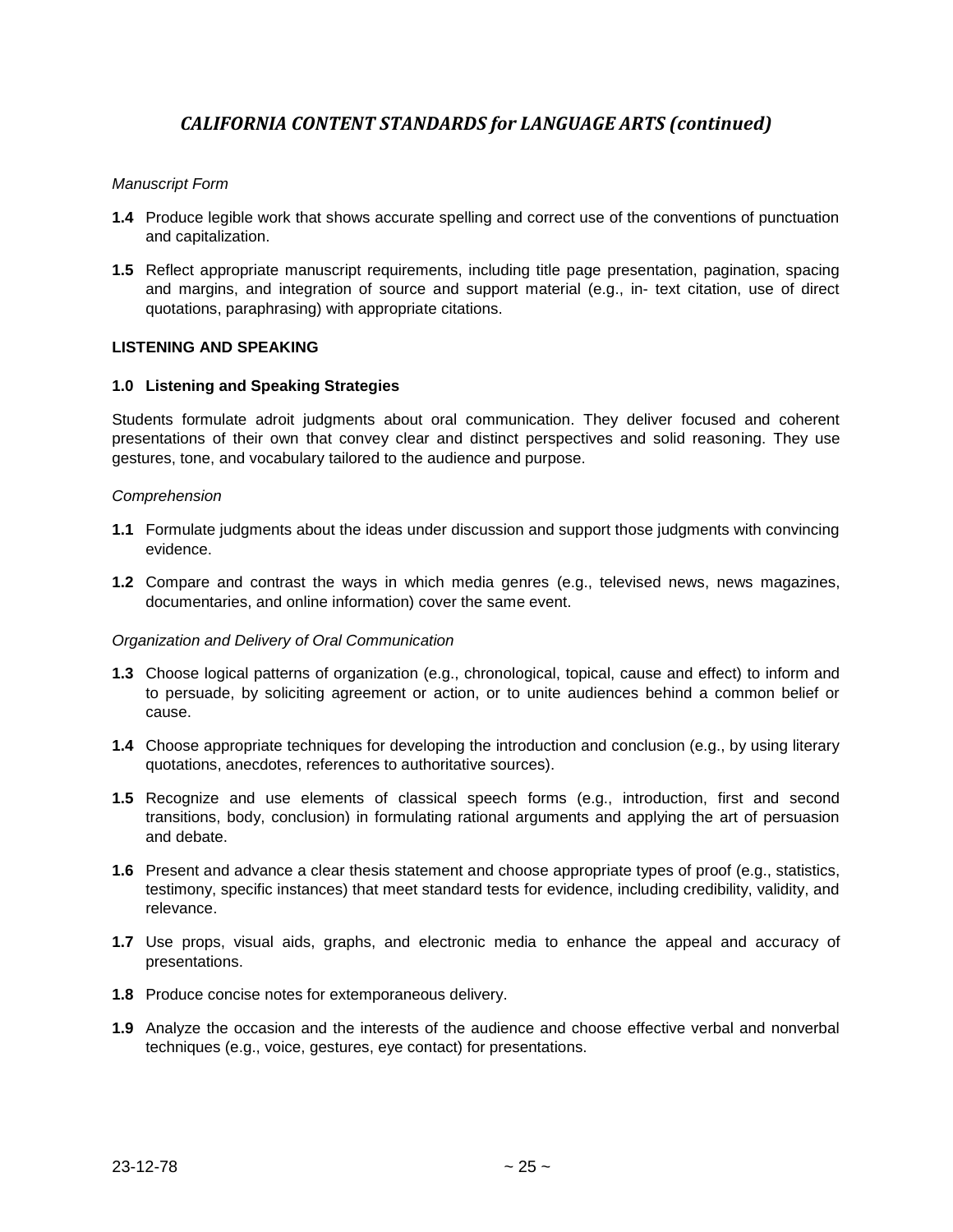## *CALIFORNIA CONTENT STANDARDS for LANGUAGE ARTS (continued)*

*Manuscript Form*

**1.4** Produce legible work that shows accurate spelling and correct use of the conventions of punctuation and capitalization.

**1.5** Reflect appropriate manuscript requirements, including title page presentation, pagination, spacing and margins, and integration of source and support material (e.g., in- text citation, use of direct quotations, paraphrasing) with appropriate citations.

**LISTENING AND SPEAKING**

**1.0 Listening and Speaking Strategies**

Students formulate adroit judgments about oral communication. They deliver focused and coherent presentations of their own that convey clear and distinct perspectives and solid reasoning. They use gestures, tone, and vocabulary tailored to the audience and purpose.

*Comprehension*

**1.1** Formulate judgments about the ideas under discussion and support those judgments with convincing evidence.

**1.2** Compare and contrast the ways in which media genres (e.g., televised news, news magazines, documentaries, and online information) cover the same event.

*Organization and Delivery of Oral Communication*

**1.3** Choose logical patterns of organization (e.g., chronological, topical, cause and effect) to inform and to persuade, by soliciting agreement or action, or to unite audiences behind a common belief or cause.

**1.4** Choose appropriate techniques for developing the introduction and conclusion (e.g., by using literary quotations, anecdotes, references to authoritative sources).

**1.5** Recognize and use elements of classical speech forms (e.g., introduction, first and second transitions, body, conclusion) in formulating rational arguments and applying the art of persuasion and debate.

**1.6** Present and advance a clear thesis statement and choose appropriate types of proof (e.g., statistics, testimony, specific instances) that meet standard tests for evidence, including credibility, validity, and relevance.

**1.7** Use props, visual aids, graphs, and electronic media to enhance the appeal and accuracy of presentations.

**1.8** Produce concise notes for extemporaneous delivery.

**1.9** Analyze the occasion and the interests of the audience and choose effective verbal and nonverbal techniques (e.g., voice, gestures, eye contact) for presentations.

23-12-78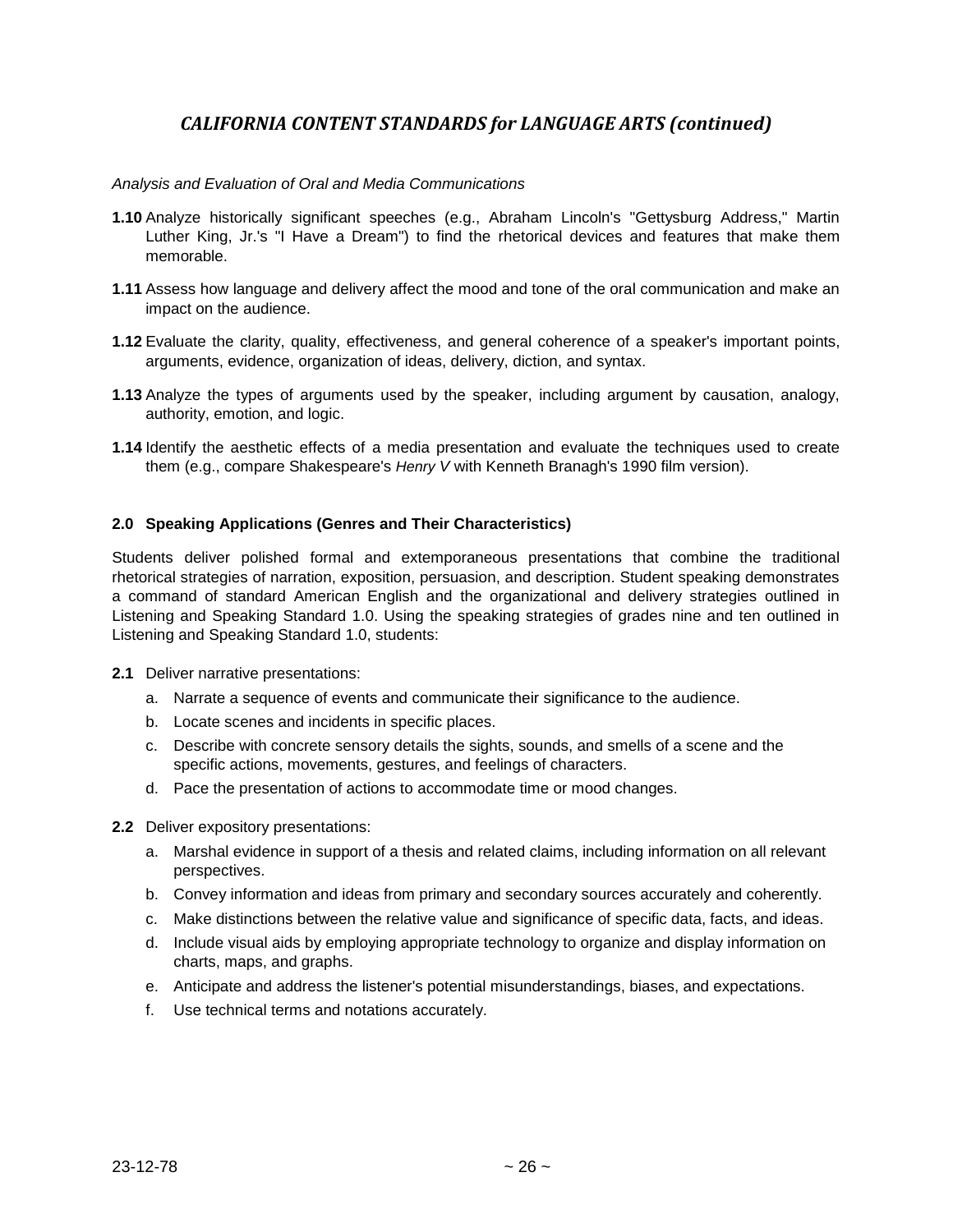## *CALIFORNIA CONTENT STANDARDS for LANGUAGE ARTS (continued)*

*Analysis and Evaluation of Oral and Media Communications*

**1.10** Analyze historically significant speeches (e.g., Abraham Lincoln's "Gettysburg Address," Martin Luther King, Jr.'s "I Have a Dream") to find the rhetorical devices and features that make them memorable.

**1.11** Assess how language and delivery affect the mood and tone of the oral communication and make an impact on the audience.

**1.12** Evaluate the clarity, quality, effectiveness, and general coherence of a speaker's important points, arguments, evidence, organization of ideas, delivery, diction, and syntax.

**1.13** Analyze the types of arguments used by the speaker, including argument by causation, analogy, authority, emotion, and logic.

**1.14** Identify the aesthetic effects of a media presentation and evaluate the techniques used to create them (e.g., compare Shakespeare's *Henry V* with Kenneth Branagh's 1990 film version).

**2.0 Speaking Applications (Genres and Their Characteristics)**

Students deliver polished formal and extemporaneous presentations that combine the traditional rhetorical strategies of narration, exposition, persuasion, and description. Student speaking demonstrates a command of standard American English and the organizational and delivery strategies outlined in Listening and Speaking Standard 1.0. Using the speaking strategies of grades nine and ten outlined in Listening and Speaking Standard 1.0, students:

**2.1** Deliver narrative presentations:

a. Narrate a sequence of events and communicate their significance to the audience.
b. Locate scenes and incidents in specific places.
c. Describe with concrete sensory details the sights, sounds, and smells of a scene and the specific actions, movements, gestures, and feelings of characters.
d. Pace the presentation of actions to accommodate time or mood changes.

**2.2** Deliver expository presentations:

a. Marshal evidence in support of a thesis and related claims, including information on all relevant perspectives.
b. Convey information and ideas from primary and secondary sources accurately and coherently.
c. Make distinctions between the relative value and significance of specific data, facts, and ideas.
d. Include visual aids by employing appropriate technology to organize and display information on charts, maps, and graphs.
e. Anticipate and address the listener's potential misunderstandings, biases, and expectations.
f. Use technical terms and notations accurately.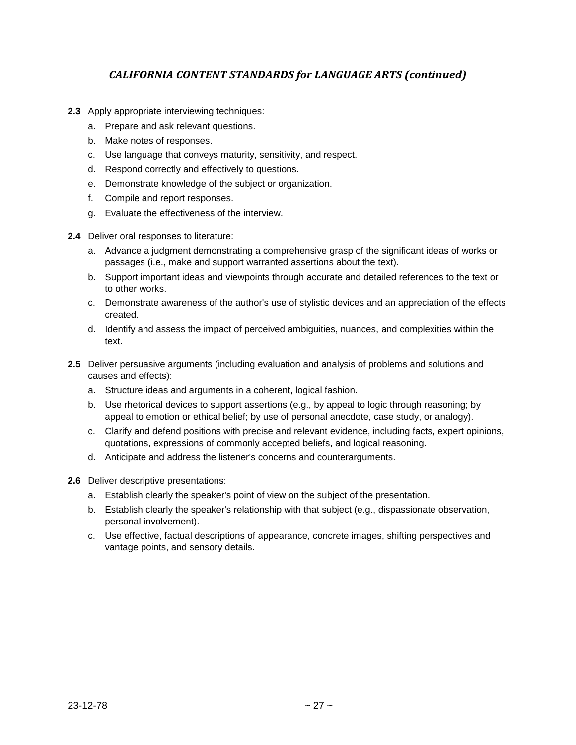## *CALIFORNIA CONTENT STANDARDS for LANGUAGE ARTS (continued)*

**2.3** Apply appropriate interviewing techniques:

a. Prepare and ask relevant questions.
b. Make notes of responses.
c. Use language that conveys maturity, sensitivity, and respect.
d. Respond correctly and effectively to questions.
e. Demonstrate knowledge of the subject or organization.
f. Compile and report responses.
g. Evaluate the effectiveness of the interview.

**2.4** Deliver oral responses to literature:

a. Advance a judgment demonstrating a comprehensive grasp of the significant ideas of works or passages (i.e., make and support warranted assertions about the text).
b. Support important ideas and viewpoints through accurate and detailed references to the text or to other works.
c. Demonstrate awareness of the author's use of stylistic devices and an appreciation of the effects created.
d. Identify and assess the impact of perceived ambiguities, nuances, and complexities within the text.

**2.5** Deliver persuasive arguments (including evaluation and analysis of problems and solutions and causes and effects):

a. Structure ideas and arguments in a coherent, logical fashion.
b. Use rhetorical devices to support assertions (e.g., by appeal to logic through reasoning; by appeal to emotion or ethical belief; by use of personal anecdote, case study, or analogy).
c. Clarify and defend positions with precise and relevant evidence, including facts, expert opinions, quotations, expressions of commonly accepted beliefs, and logical reasoning.
d. Anticipate and address the listener's concerns and counterarguments.

**2.6** Deliver descriptive presentations:

a. Establish clearly the speaker's point of view on the subject of the presentation.
b. Establish clearly the speaker's relationship with that subject (e.g., dispassionate observation, personal involvement).
c. Use effective, factual descriptions of appearance, concrete images, shifting perspectives and vantage points, and sensory details.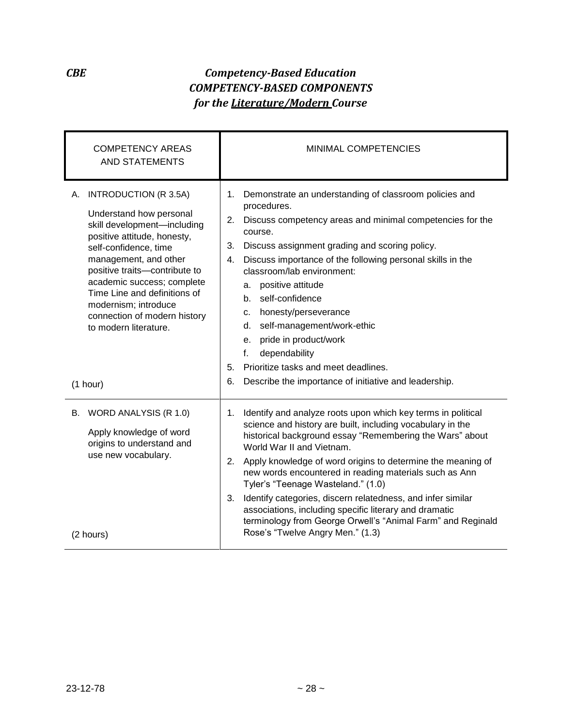***CBE*** ***Competency-Based Education***

## *COMPETENCY-BASED COMPONENTS*
## *for the <u>Literature/Modern</u> Course*

| COMPETENCY AREAS AND STATEMENTS | MINIMAL COMPETENCIES |
|---|---|
| A. INTRODUCTION (R 3.5A)<br><br>Understand how personal skill development—including positive attitude, honesty, self-confidence, time management, and other positive traits—contribute to academic success; complete Time Line and definitions of modernism; introduce connection of modern history to modern literature.<br><br>(1 hour) | 1. Demonstrate an understanding of classroom policies and procedures.<br>2. Discuss competency areas and minimal competencies for the course.<br>3. Discuss assignment grading and scoring policy.<br>4. Discuss importance of the following personal skills in the classroom/lab environment:<br>a. positive attitude<br>b. self-confidence<br>c. honesty/perseverance<br>d. self-management/work-ethic<br>e. pride in product/work<br>f. dependability<br>5. Prioritize tasks and meet deadlines.<br>6. Describe the importance of initiative and leadership. |
| B. WORD ANALYSIS (R 1.0)<br><br>Apply knowledge of word origins to understand and use new vocabulary.<br><br>(2 hours) | 1. Identify and analyze roots upon which key terms in political science and history are built, including vocabulary in the historical background essay "Remembering the Wars" about World War II and Vietnam.<br>2. Apply knowledge of word origins to determine the meaning of new words encountered in reading materials such as Ann Tyler's "Teenage Wasteland." (1.0)<br>3. Identify categories, discern relatedness, and infer similar associations, including specific literary and dramatic terminology from George Orwell's "Animal Farm" and Reginald Rose's "Twelve Angry Men." (1.3) |

23-12-78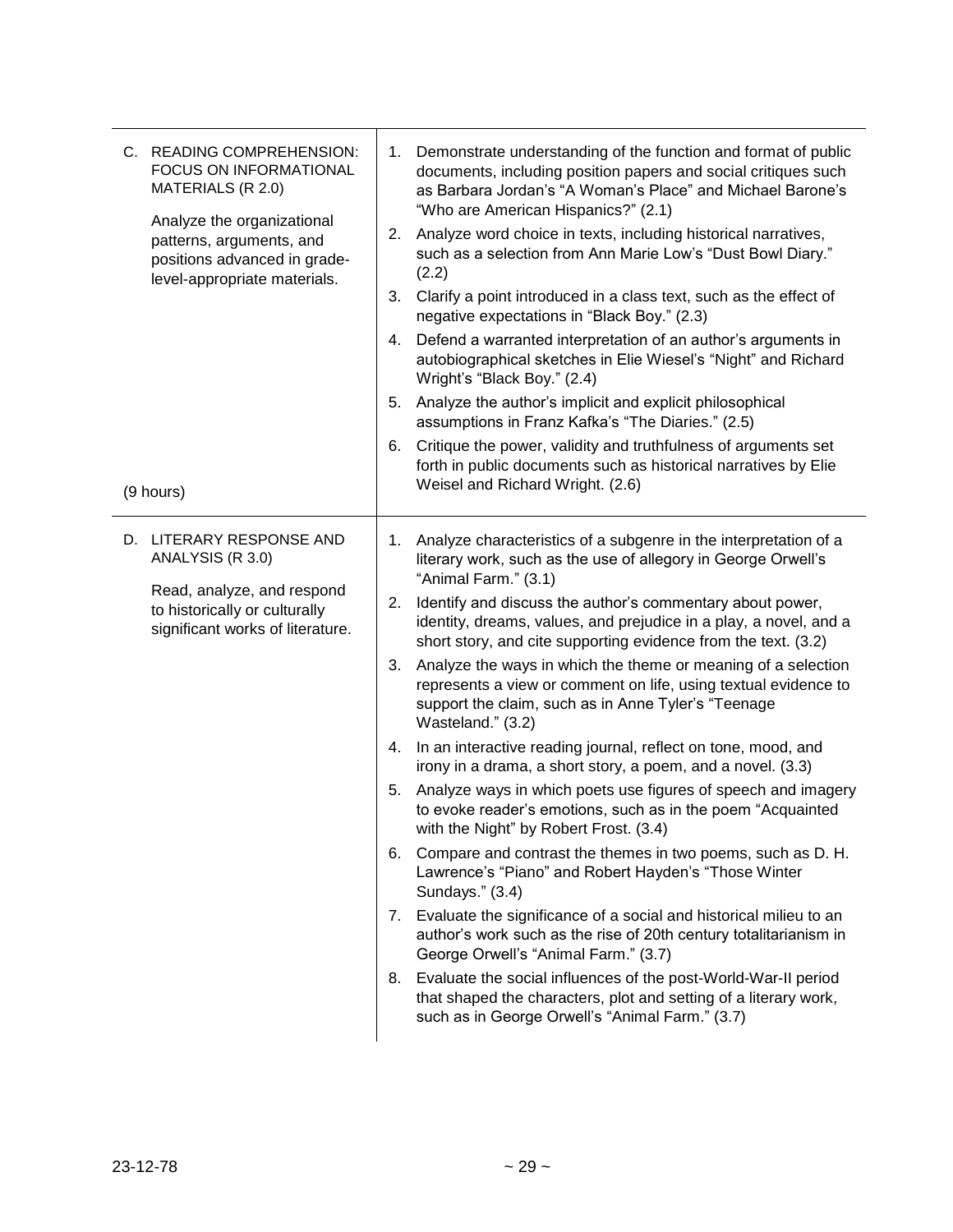| | |
|---|---|
| C. READING COMPREHENSION: FOCUS ON INFORMATIONAL MATERIALS (R 2.0)<br><br>Analyze the organizational patterns, arguments, and positions advanced in grade-level-appropriate materials.<br><br>(9 hours) | 1. Demonstrate understanding of the function and format of public documents, including position papers and social critiques such as Barbara Jordan's "A Woman's Place" and Michael Barone's "Who are American Hispanics?" (2.1)<br>2. Analyze word choice in texts, including historical narratives, such as a selection from Ann Marie Low's "Dust Bowl Diary." (2.2)<br>3. Clarify a point introduced in a class text, such as the effect of negative expectations in "Black Boy." (2.3)<br>4. Defend a warranted interpretation of an author's arguments in autobiographical sketches in Elie Wiesel's "Night" and Richard Wright's "Black Boy." (2.4)<br>5. Analyze the author's implicit and explicit philosophical assumptions in Franz Kafka's "The Diaries." (2.5)<br>6. Critique the power, validity and truthfulness of arguments set forth in public documents such as historical narratives by Elie Weisel and Richard Wright. (2.6) |
| D. LITERARY RESPONSE AND ANALYSIS (R 3.0)<br><br>Read, analyze, and respond to historically or culturally significant works of literature. | 1. Analyze characteristics of a subgenre in the interpretation of a literary work, such as the use of allegory in George Orwell's "Animal Farm." (3.1)<br>2. Identify and discuss the author's commentary about power, identity, dreams, values, and prejudice in a play, a novel, and a short story, and cite supporting evidence from the text. (3.2)<br>3. Analyze the ways in which the theme or meaning of a selection represents a view or comment on life, using textual evidence to support the claim, such as in Anne Tyler's "Teenage Wasteland." (3.2)<br>4. In an interactive reading journal, reflect on tone, mood, and irony in a drama, a short story, a poem, and a novel. (3.3)<br>5. Analyze ways in which poets use figures of speech and imagery to evoke reader's emotions, such as in the poem "Acquainted with the Night" by Robert Frost. (3.4)<br>6. Compare and contrast the themes in two poems, such as D. H. Lawrence's "Piano" and Robert Hayden's "Those Winter Sundays." (3.4)<br>7. Evaluate the significance of a social and historical milieu to an author's work such as the rise of 20th century totalitarianism in George Orwell's "Animal Farm." (3.7)<br>8. Evaluate the social influences of the post-World-War-II period that shaped the characters, plot and setting of a literary work, such as in George Orwell's "Animal Farm." (3.7) |

23-12-78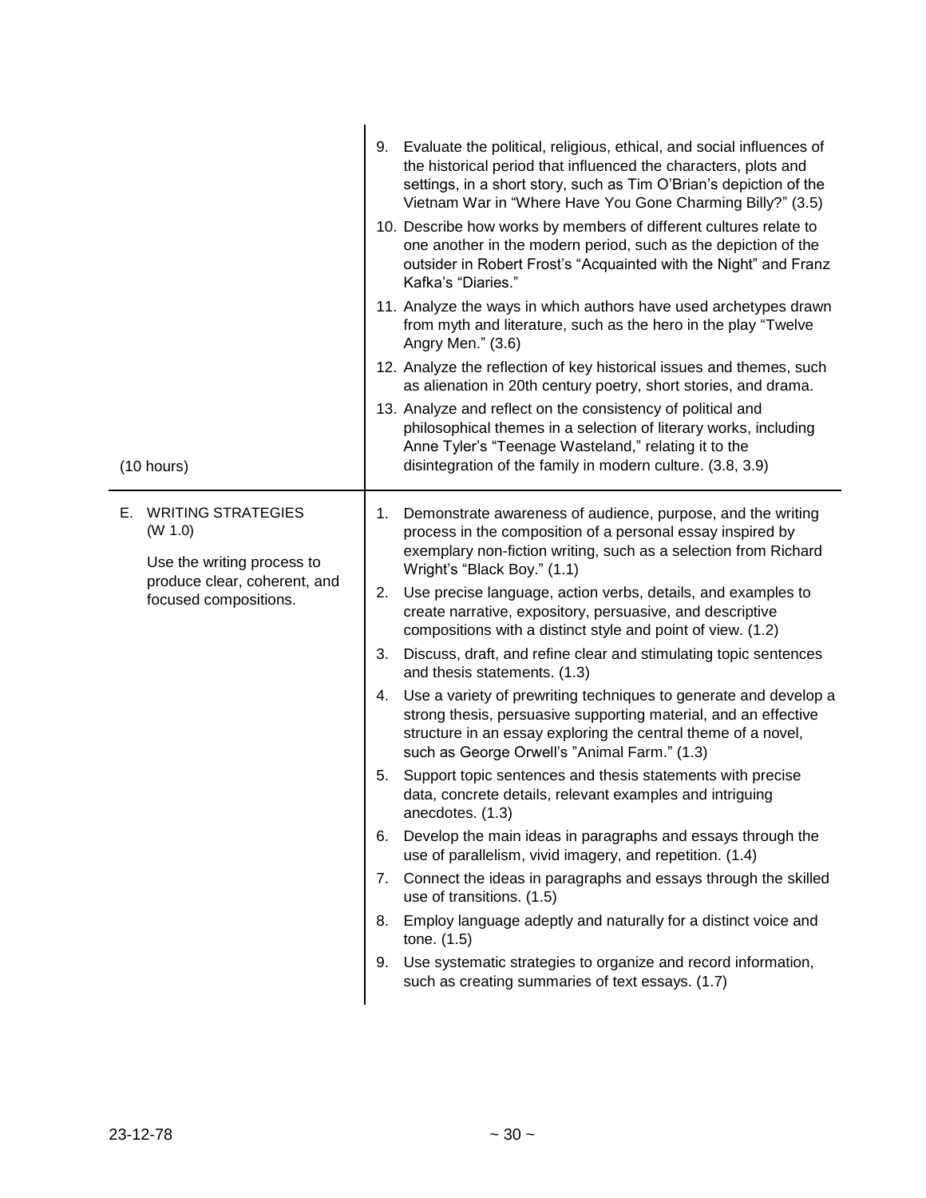| | |
|---|---|
| (10 hours) | 9. Evaluate the political, religious, ethical, and social influences of the historical period that influenced the characters, plots and settings, in a short story, such as Tim O'Brian's depiction of the Vietnam War in "Where Have You Gone Charming Billy?" (3.5)<br>10. Describe how works by members of different cultures relate to one another in the modern period, such as the depiction of the outsider in Robert Frost's "Acquainted with the Night" and Franz Kafka's "Diaries."<br>11. Analyze the ways in which authors have used archetypes drawn from myth and literature, such as the hero in the play "Twelve Angry Men." (3.6)<br>12. Analyze the reflection of key historical issues and themes, such as alienation in 20th century poetry, short stories, and drama.<br>13. Analyze and reflect on the consistency of political and philosophical themes in a selection of literary works, including Anne Tyler's "Teenage Wasteland," relating it to the disintegration of the family in modern culture. (3.8, 3.9) |
| E. WRITING STRATEGIES (W 1.0)<br><br>Use the writing process to produce clear, coherent, and focused compositions. | 1. Demonstrate awareness of audience, purpose, and the writing process in the composition of a personal essay inspired by exemplary non-fiction writing, such as a selection from Richard Wright's "Black Boy." (1.1)<br>2. Use precise language, action verbs, details, and examples to create narrative, expository, persuasive, and descriptive compositions with a distinct style and point of view. (1.2)<br>3. Discuss, draft, and refine clear and stimulating topic sentences and thesis statements. (1.3)<br>4. Use a variety of prewriting techniques to generate and develop a strong thesis, persuasive supporting material, and an effective structure in an essay exploring the central theme of a novel, such as George Orwell's "Animal Farm." (1.3)<br>5. Support topic sentences and thesis statements with precise data, concrete details, relevant examples and intriguing anecdotes. (1.3)<br>6. Develop the main ideas in paragraphs and essays through the use of parallelism, vivid imagery, and repetition. (1.4)<br>7. Connect the ideas in paragraphs and essays through the skilled use of transitions. (1.5)<br>8. Employ language adeptly and naturally for a distinct voice and tone. (1.5)<br>9. Use systematic strategies to organize and record information, such as creating summaries of text essays. (1.7) |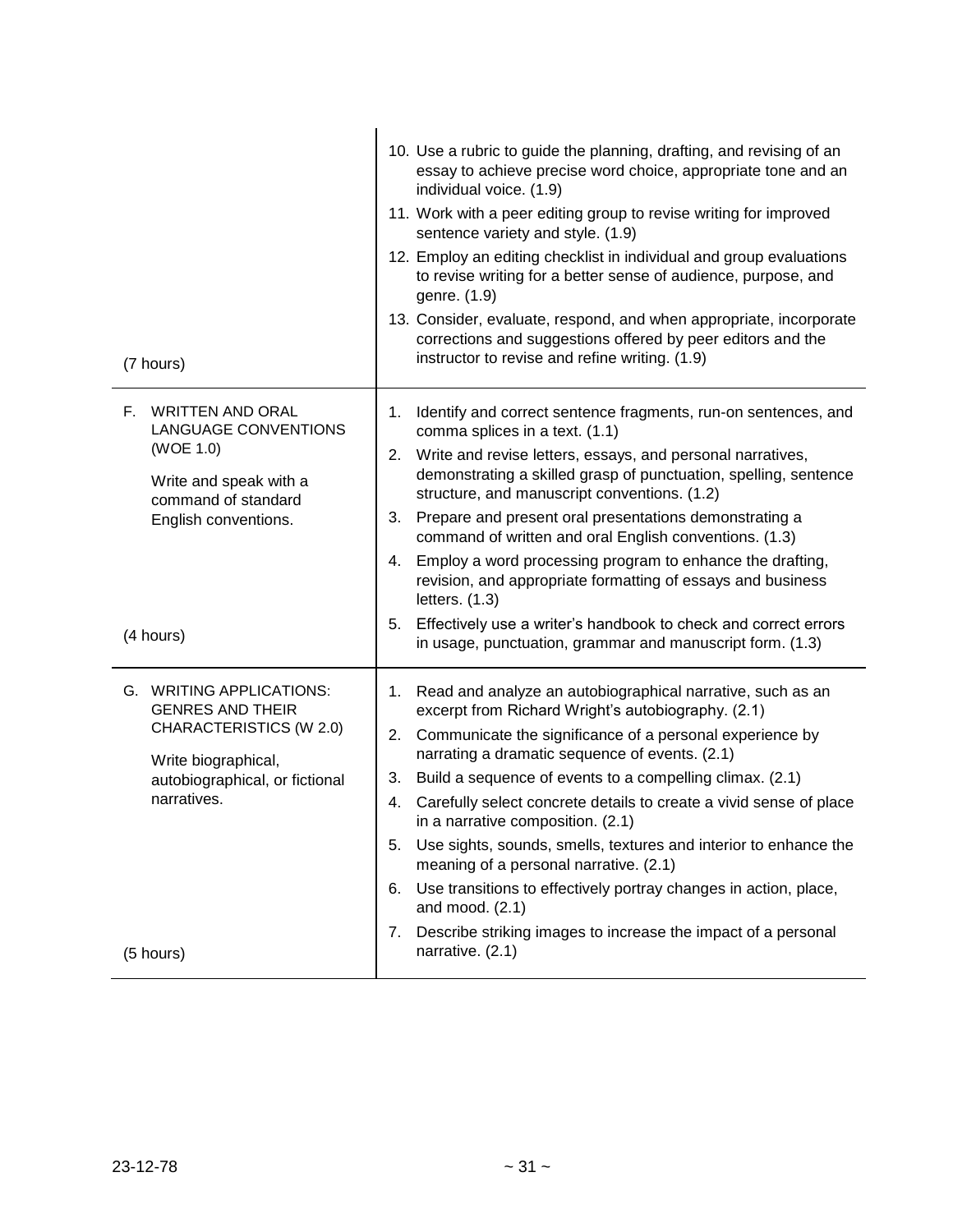| | |
|---|---|
| (7 hours) | 10. Use a rubric to guide the planning, drafting, and revising of an essay to achieve precise word choice, appropriate tone and an individual voice. (1.9)<br>11. Work with a peer editing group to revise writing for improved sentence variety and style. (1.9)<br>12. Employ an editing checklist in individual and group evaluations to revise writing for a better sense of audience, purpose, and genre. (1.9)<br>13. Consider, evaluate, respond, and when appropriate, incorporate corrections and suggestions offered by peer editors and the instructor to revise and refine writing. (1.9) |
| F. WRITTEN AND ORAL LANGUAGE CONVENTIONS (WOE 1.0)<br><br>Write and speak with a command of standard English conventions.<br><br>(4 hours) | 1. Identify and correct sentence fragments, run-on sentences, and comma splices in a text. (1.1)<br>2. Write and revise letters, essays, and personal narratives, demonstrating a skilled grasp of punctuation, spelling, sentence structure, and manuscript conventions. (1.2)<br>3. Prepare and present oral presentations demonstrating a command of written and oral English conventions. (1.3)<br>4. Employ a word processing program to enhance the drafting, revision, and appropriate formatting of essays and business letters. (1.3)<br>5. Effectively use a writer's handbook to check and correct errors in usage, punctuation, grammar and manuscript form. (1.3) |
| G. WRITING APPLICATIONS: GENRES AND THEIR CHARACTERISTICS (W 2.0)<br><br>Write biographical, autobiographical, or fictional narratives.<br><br>(5 hours) | 1. Read and analyze an autobiographical narrative, such as an excerpt from Richard Wright's autobiography. (2.1)<br>2. Communicate the significance of a personal experience by narrating a dramatic sequence of events. (2.1)<br>3. Build a sequence of events to a compelling climax. (2.1)<br>4. Carefully select concrete details to create a vivid sense of place in a narrative composition. (2.1)<br>5. Use sights, sounds, smells, textures and interior to enhance the meaning of a personal narrative. (2.1)<br>6. Use transitions to effectively portray changes in action, place, and mood. (2.1)<br>7. Describe striking images to increase the impact of a personal narrative. (2.1) |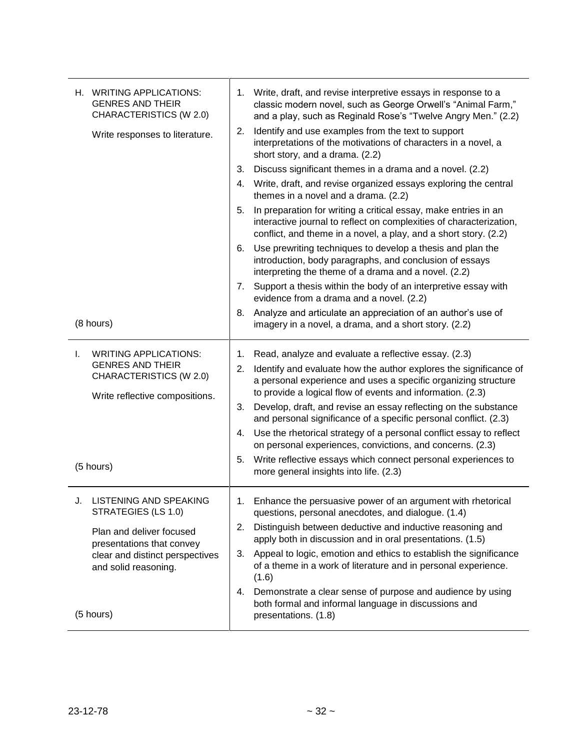| | |
|---|---|
| H. WRITING APPLICATIONS: GENRES AND THEIR CHARACTERISTICS (W 2.0)<br><br>Write responses to literature.<br><br>(8 hours) | 1. Write, draft, and revise interpretive essays in response to a classic modern novel, such as George Orwell's "Animal Farm," and a play, such as Reginald Rose's "Twelve Angry Men." (2.2)<br>2. Identify and use examples from the text to support interpretations of the motivations of characters in a novel, a short story, and a drama. (2.2)<br>3. Discuss significant themes in a drama and a novel. (2.2)<br>4. Write, draft, and revise organized essays exploring the central themes in a novel and a drama. (2.2)<br>5. In preparation for writing a critical essay, make entries in an interactive journal to reflect on complexities of characterization, conflict, and theme in a novel, a play, and a short story. (2.2)<br>6. Use prewriting techniques to develop a thesis and plan the introduction, body paragraphs, and conclusion of essays interpreting the theme of a drama and a novel. (2.2)<br>7. Support a thesis within the body of an interpretive essay with evidence from a drama and a novel. (2.2)<br>8. Analyze and articulate an appreciation of an author's use of imagery in a novel, a drama, and a short story. (2.2) |
| I. WRITING APPLICATIONS: GENRES AND THEIR CHARACTERISTICS (W 2.0)<br><br>Write reflective compositions.<br><br>(5 hours) | 1. Read, analyze and evaluate a reflective essay. (2.3)<br>2. Identify and evaluate how the author explores the significance of a personal experience and uses a specific organizing structure to provide a logical flow of events and information. (2.3)<br>3. Develop, draft, and revise an essay reflecting on the substance and personal significance of a specific personal conflict. (2.3)<br>4. Use the rhetorical strategy of a personal conflict essay to reflect on personal experiences, convictions, and concerns. (2.3)<br>5. Write reflective essays which connect personal experiences to more general insights into life. (2.3) |
| J. LISTENING AND SPEAKING STRATEGIES (LS 1.0)<br><br>Plan and deliver focused presentations that convey clear and distinct perspectives and solid reasoning.<br><br>(5 hours) | 1. Enhance the persuasive power of an argument with rhetorical questions, personal anecdotes, and dialogue. (1.4)<br>2. Distinguish between deductive and inductive reasoning and apply both in discussion and in oral presentations. (1.5)<br>3. Appeal to logic, emotion and ethics to establish the significance of a theme in a work of literature and in personal experience. (1.6)<br>4. Demonstrate a clear sense of purpose and audience by using both formal and informal language in discussions and presentations. (1.8) |

23-12-78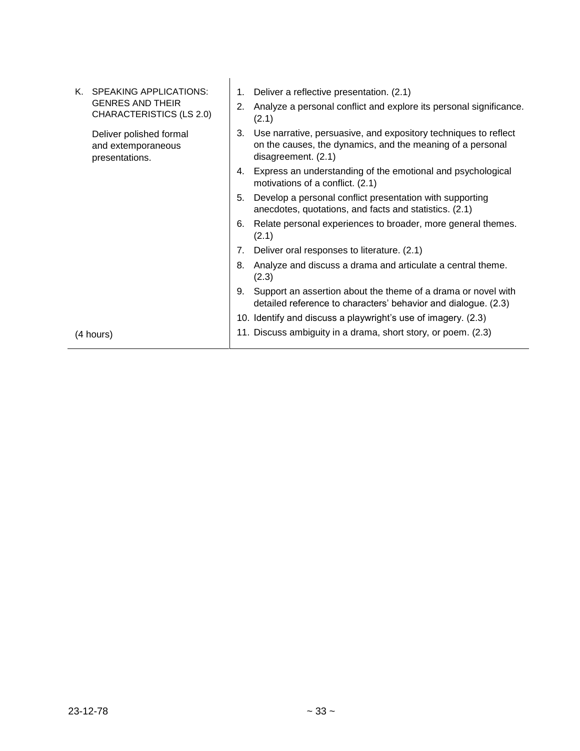| | |
|---|---|
| K. SPEAKING APPLICATIONS: GENRES AND THEIR CHARACTERISTICS (LS 2.0)<br><br>Deliver polished formal and extemporaneous presentations.<br><br>(4 hours) | 1. Deliver a reflective presentation. (2.1)<br>2. Analyze a personal conflict and explore its personal significance. (2.1)<br>3. Use narrative, persuasive, and expository techniques to reflect on the causes, the dynamics, and the meaning of a personal disagreement. (2.1)<br>4. Express an understanding of the emotional and psychological motivations of a conflict. (2.1)<br>5. Develop a personal conflict presentation with supporting anecdotes, quotations, and facts and statistics. (2.1)<br>6. Relate personal experiences to broader, more general themes. (2.1)<br>7. Deliver oral responses to literature. (2.1)<br>8. Analyze and discuss a drama and articulate a central theme. (2.3)<br>9. Support an assertion about the theme of a drama or novel with detailed reference to characters' behavior and dialogue. (2.3)<br>10. Identify and discuss a playwright's use of imagery. (2.3)<br>11. Discuss ambiguity in a drama, short story, or poem. (2.3) |

23-12-78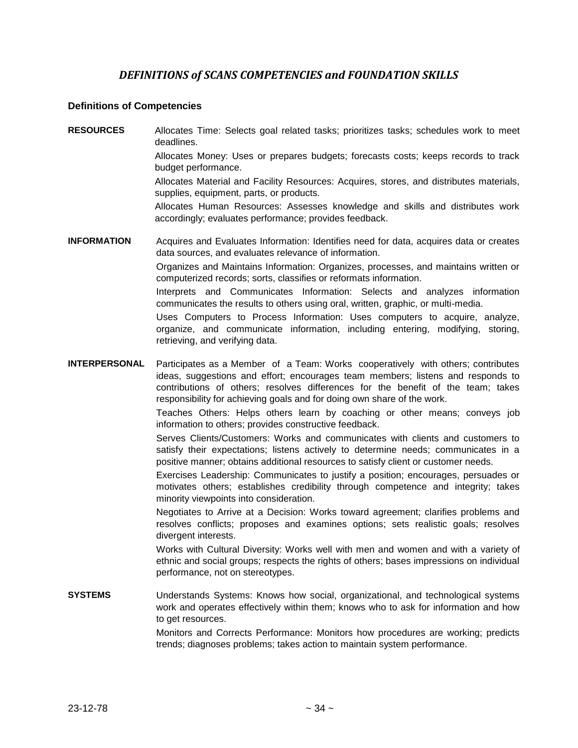# *DEFINITIONS of SCANS COMPETENCIES and FOUNDATION SKILLS*

### Definitions of Competencies

**RESOURCES**

Allocates Time: Selects goal related tasks; prioritizes tasks; schedules work to meet deadlines.

Allocates Money: Uses or prepares budgets; forecasts costs; keeps records to track budget performance.

Allocates Material and Facility Resources: Acquires, stores, and distributes materials, supplies, equipment, parts, or products.

Allocates Human Resources: Assesses knowledge and skills and distributes work accordingly; evaluates performance; provides feedback.

**INFORMATION**

Acquires and Evaluates Information: Identifies need for data, acquires data or creates data sources, and evaluates relevance of information.

Organizes and Maintains Information: Organizes, processes, and maintains written or computerized records; sorts, classifies or reformats information.

Interprets and Communicates Information: Selects and analyzes information communicates the results to others using oral, written, graphic, or multi-media.

Uses Computers to Process Information: Uses computers to acquire, analyze, organize, and communicate information, including entering, modifying, storing, retrieving, and verifying data.

**INTERPERSONAL**

Participates as a Member of a Team: Works cooperatively with others; contributes ideas, suggestions and effort; encourages team members; listens and responds to contributions of others; resolves differences for the benefit of the team; takes responsibility for achieving goals and for doing own share of the work.

Teaches Others: Helps others learn by coaching or other means; conveys job information to others; provides constructive feedback.

Serves Clients/Customers: Works and communicates with clients and customers to satisfy their expectations; listens actively to determine needs; communicates in a positive manner; obtains additional resources to satisfy client or customer needs.

Exercises Leadership: Communicates to justify a position; encourages, persuades or motivates others; establishes credibility through competence and integrity; takes minority viewpoints into consideration.

Negotiates to Arrive at a Decision: Works toward agreement; clarifies problems and resolves conflicts; proposes and examines options; sets realistic goals; resolves divergent interests.

Works with Cultural Diversity: Works well with men and women and with a variety of ethnic and social groups; respects the rights of others; bases impressions on individual performance, not on stereotypes.

**SYSTEMS**

Understands Systems: Knows how social, organizational, and technological systems work and operates effectively within them; knows who to ask for information and how to get resources.

Monitors and Corrects Performance: Monitors how procedures are working; predicts trends; diagnoses problems; takes action to maintain system performance.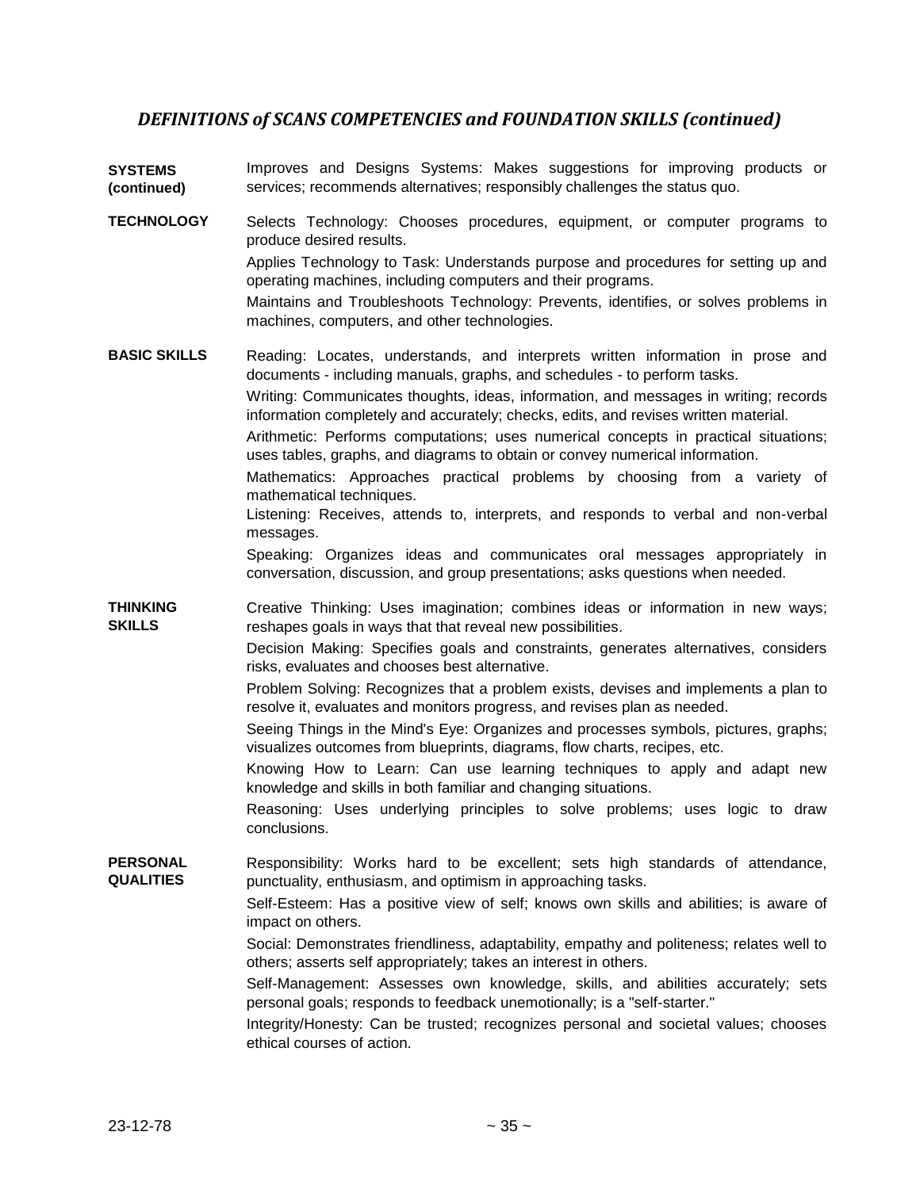## *DEFINITIONS of SCANS COMPETENCIES and FOUNDATION SKILLS (continued)*

**SYSTEMS (continued)**

Improves and Designs Systems: Makes suggestions for improving products or services; recommends alternatives; responsibly challenges the status quo.

**TECHNOLOGY**

Selects Technology: Chooses procedures, equipment, or computer programs to produce desired results.

Applies Technology to Task: Understands purpose and procedures for setting up and operating machines, including computers and their programs.

Maintains and Troubleshoots Technology: Prevents, identifies, or solves problems in machines, computers, and other technologies.

**BASIC SKILLS**

Reading: Locates, understands, and interprets written information in prose and documents - including manuals, graphs, and schedules - to perform tasks.

Writing: Communicates thoughts, ideas, information, and messages in writing; records information completely and accurately; checks, edits, and revises written material.

Arithmetic: Performs computations; uses numerical concepts in practical situations; uses tables, graphs, and diagrams to obtain or convey numerical information.

Mathematics: Approaches practical problems by choosing from a variety of mathematical techniques.

Listening: Receives, attends to, interprets, and responds to verbal and non-verbal messages.

Speaking: Organizes ideas and communicates oral messages appropriately in conversation, discussion, and group presentations; asks questions when needed.

**THINKING SKILLS**

Creative Thinking: Uses imagination; combines ideas or information in new ways; reshapes goals in ways that that reveal new possibilities.

Decision Making: Specifies goals and constraints, generates alternatives, considers risks, evaluates and chooses best alternative.

Problem Solving: Recognizes that a problem exists, devises and implements a plan to resolve it, evaluates and monitors progress, and revises plan as needed.

Seeing Things in the Mind's Eye: Organizes and processes symbols, pictures, graphs; visualizes outcomes from blueprints, diagrams, flow charts, recipes, etc.

Knowing How to Learn: Can use learning techniques to apply and adapt new knowledge and skills in both familiar and changing situations.

Reasoning: Uses underlying principles to solve problems; uses logic to draw conclusions.

**PERSONAL QUALITIES**

Responsibility: Works hard to be excellent; sets high standards of attendance, punctuality, enthusiasm, and optimism in approaching tasks.

Self-Esteem: Has a positive view of self; knows own skills and abilities; is aware of impact on others.

Social: Demonstrates friendliness, adaptability, empathy and politeness; relates well to others; asserts self appropriately; takes an interest in others.

Self-Management: Assesses own knowledge, skills, and abilities accurately; sets personal goals; responds to feedback unemotionally; is a "self-starter."

Integrity/Honesty: Can be trusted; recognizes personal and societal values; chooses ethical courses of action.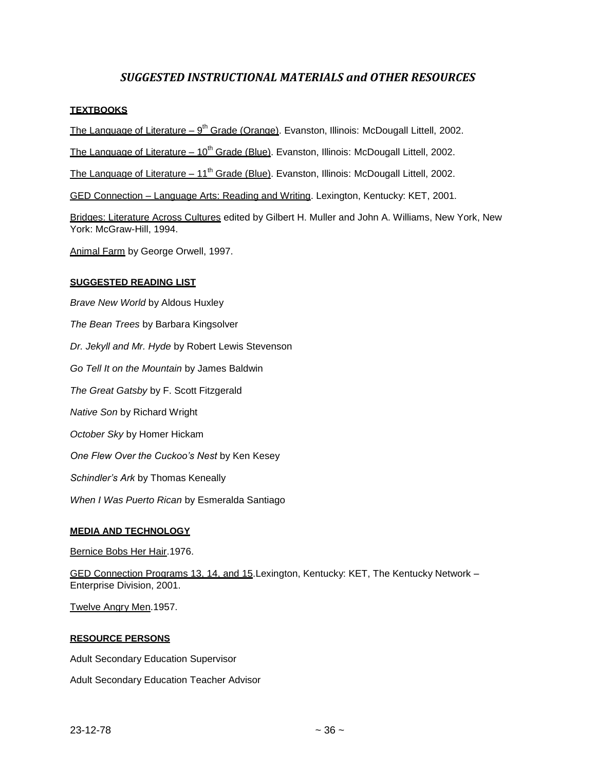# *SUGGESTED INSTRUCTIONAL MATERIALS and OTHER RESOURCES*

**TEXTBOOKS**

The Language of Literature – 9th Grade (Orange). Evanston, Illinois: McDougall Littell, 2002.

The Language of Literature – 10th Grade (Blue). Evanston, Illinois: McDougall Littell, 2002.

The Language of Literature – 11th Grade (Blue). Evanston, Illinois: McDougall Littell, 2002.

GED Connection – Language Arts: Reading and Writing. Lexington, Kentucky: KET, 2001.

Bridges: Literature Across Cultures edited by Gilbert H. Muller and John A. Williams, New York, New York: McGraw-Hill, 1994.

Animal Farm by George Orwell, 1997.

**SUGGESTED READING LIST**

*Brave New World* by Aldous Huxley

*The Bean Trees* by Barbara Kingsolver

*Dr. Jekyll and Mr. Hyde* by Robert Lewis Stevenson

*Go Tell It on the Mountain* by James Baldwin

*The Great Gatsby* by F. Scott Fitzgerald

*Native Son* by Richard Wright

*October Sky* by Homer Hickam

*One Flew Over the Cuckoo's Nest* by Ken Kesey

*Schindler's Ark* by Thomas Keneally

*When I Was Puerto Rican* by Esmeralda Santiago

**MEDIA AND TECHNOLOGY**

Bernice Bobs Her Hair.1976.

GED Connection Programs 13, 14, and 15.Lexington, Kentucky: KET, The Kentucky Network – Enterprise Division, 2001.

Twelve Angry Men.1957.

**RESOURCE PERSONS**

Adult Secondary Education Supervisor

Adult Secondary Education Teacher Advisor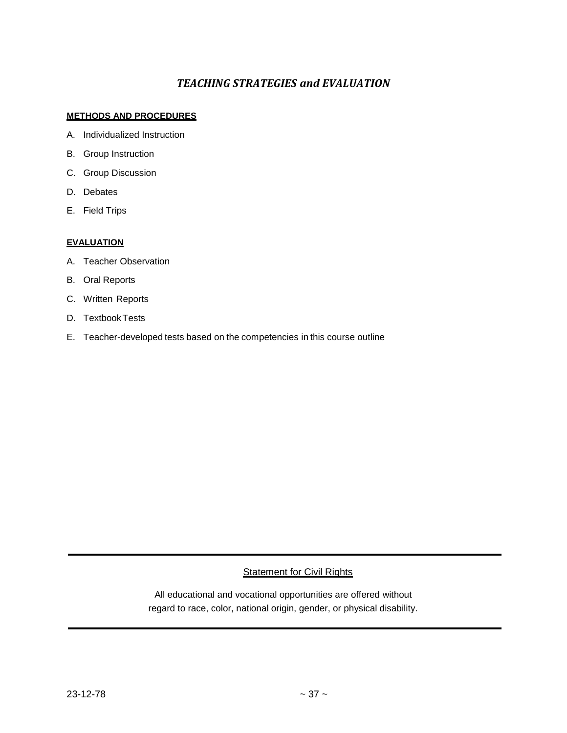# *TEACHING STRATEGIES and EVALUATION*

**METHODS AND PROCEDURES**

A. Individualized Instruction

B. Group Instruction

C. Group Discussion

D. Debates

E. Field Trips

**EVALUATION**

A. Teacher Observation

B. Oral Reports

C. Written Reports

D. Textbook Tests

E. Teacher-developed tests based on the competencies in this course outline

---

Statement for Civil Rights

All educational and vocational opportunities are offered without regard to race, color, national origin, gender, or physical disability.

---

23-12-78